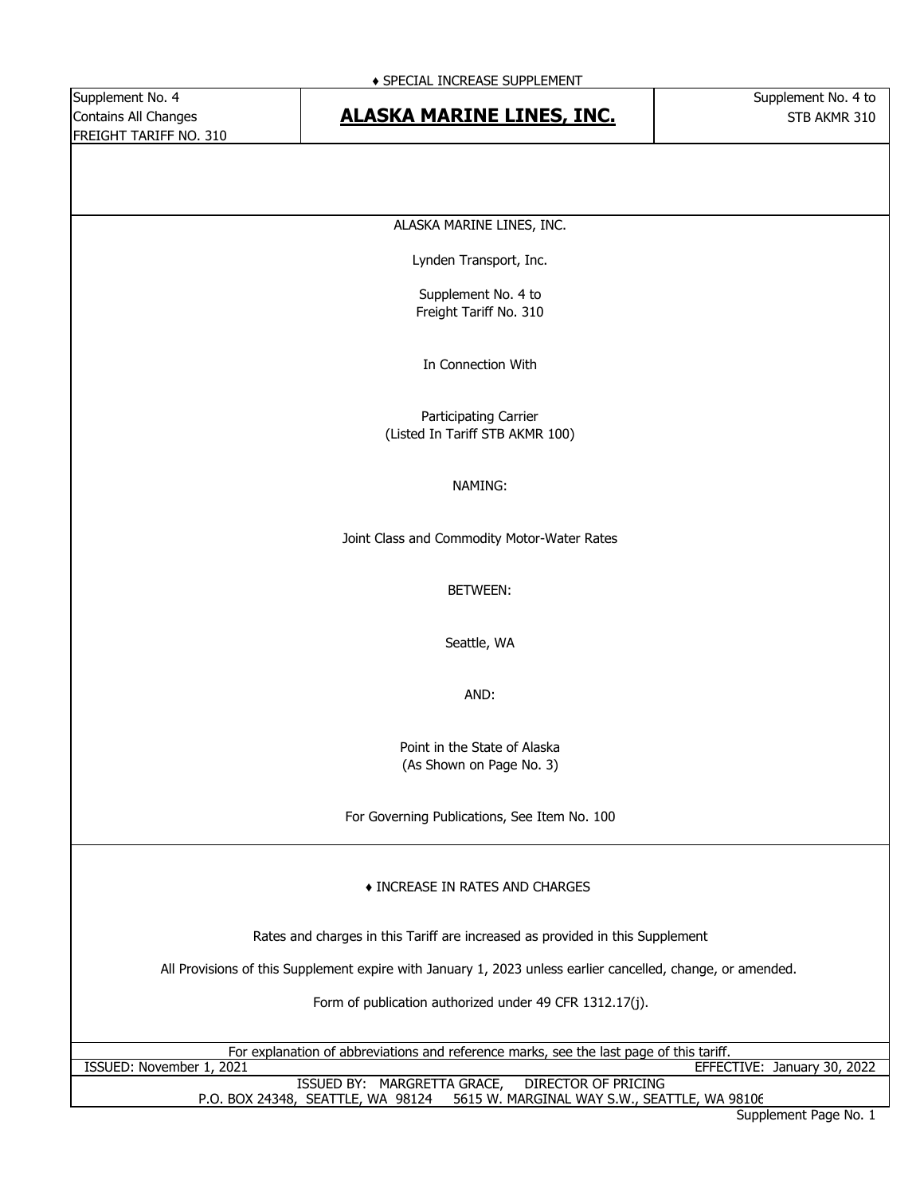♦ SPECIAL INCREASE SUPPLEMENT

| Supplement No. 4<br>Contains All Changes<br>FREIGHT TARIFF NO. 310 | **ALASKA MARINE LINES, INC.** | Supplement No. 4 to<br>STB AKMR 310 |
|---|---|---|

ALASKA MARINE LINES, INC.

Lynden Transport, Inc.

Supplement No. 4 to
Freight Tariff No. 310

In Connection With

Participating Carrier
(Listed In Tariff STB AKMR 100)

NAMING:

Joint Class and Commodity Motor-Water Rates

BETWEEN:

Seattle, WA

AND:

Point in the State of Alaska
(As Shown on Page No. 3)

For Governing Publications, See Item No. 100

♦ INCREASE IN RATES AND CHARGES

Rates and charges in this Tariff are increased as provided in this Supplement

All Provisions of this Supplement expire with January 1, 2023 unless earlier cancelled, change, or amended.

Form of publication authorized under 49 CFR 1312.17(j).

For explanation of abbreviations and reference marks, see the last page of this tariff.

ISSUED: November 1, 2021 — EFFECTIVE: January 30, 2022

ISSUED BY: MARGRETTA GRACE, DIRECTOR OF PRICING
P.O. BOX 24348, SEATTLE, WA 98124 5615 W. MARGINAL WAY S.W., SEATTLE, WA 98106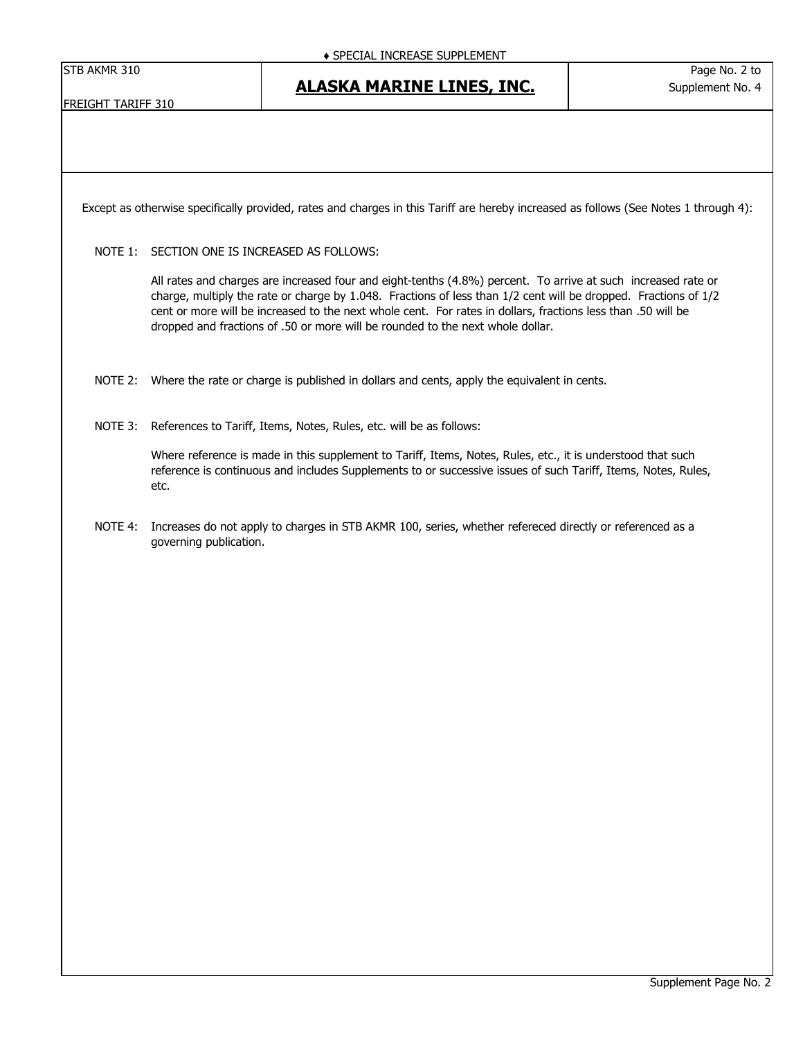Except as otherwise specifically provided, rates and charges in this Tariff are hereby increased as follows (See Notes 1 through 4):

NOTE 1: SECTION ONE IS INCREASED AS FOLLOWS:

All rates and charges are increased four and eight-tenths (4.8%) percent. To arrive at such increased rate or charge, multiply the rate or charge by 1.048. Fractions of less than 1/2 cent will be dropped. Fractions of 1/2 cent or more will be increased to the next whole cent. For rates in dollars, fractions less than .50 will be dropped and fractions of .50 or more will be rounded to the next whole dollar.

NOTE 2: Where the rate or charge is published in dollars and cents, apply the equivalent in cents.

NOTE 3: References to Tariff, Items, Notes, Rules, etc. will be as follows:

Where reference is made in this supplement to Tariff, Items, Notes, Rules, etc., it is understood that such reference is continuous and includes Supplements to or successive issues of such Tariff, Items, Notes, Rules, etc.

NOTE 4: Increases do not apply to charges in STB AKMR 100, series, whether refereced directly or referenced as a governing publication.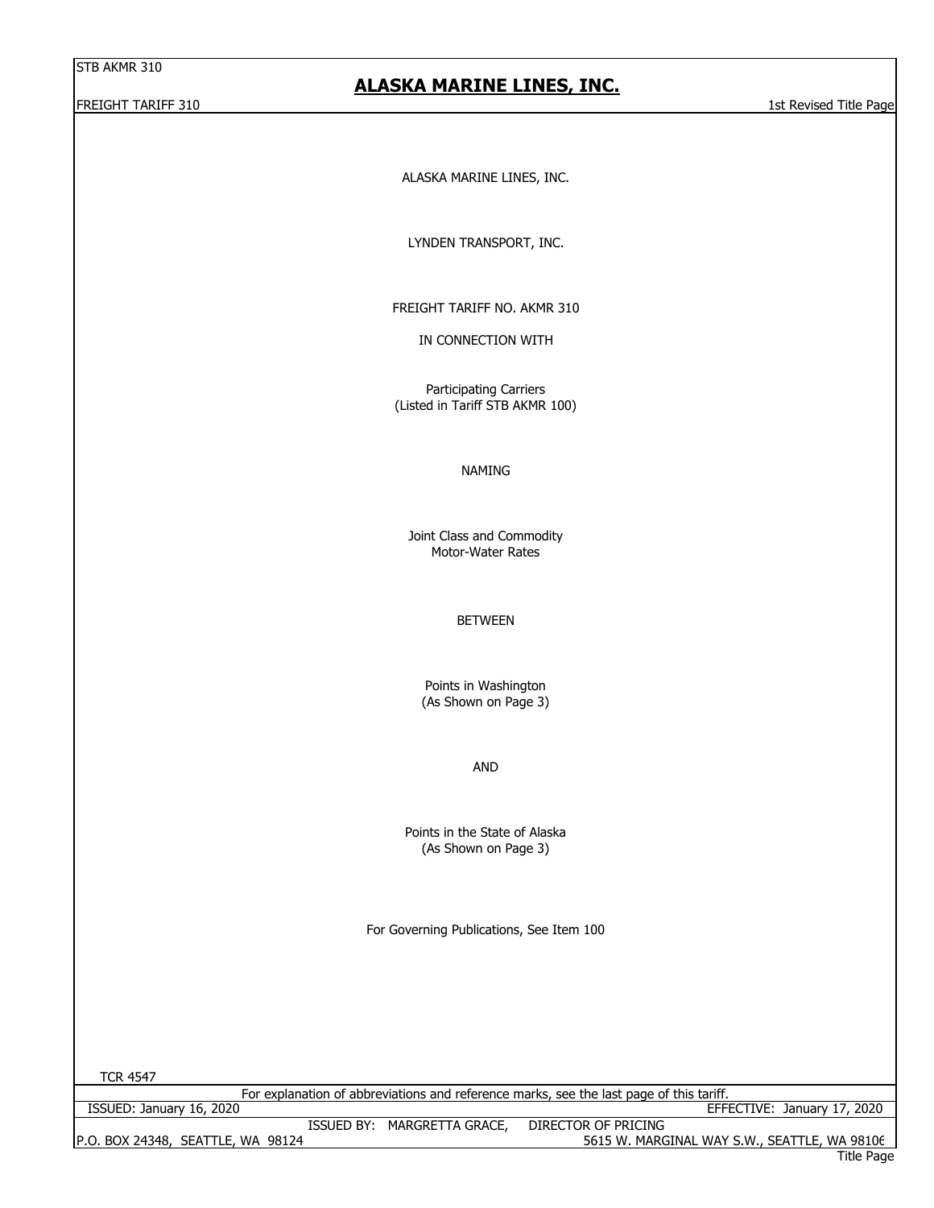# ALASKA MARINE LINES, INC.

1st Revised Title Page

ALASKA MARINE LINES, INC.

LYNDEN TRANSPORT, INC.

FREIGHT TARIFF NO. AKMR 310

IN CONNECTION WITH

Participating Carriers
(Listed in Tariff STB AKMR 100)

NAMING

Joint Class and Commodity
Motor-Water Rates

BETWEEN

Points in Washington
(As Shown on Page 3)

AND

Points in the State of Alaska
(As Shown on Page 3)

For Governing Publications, See Item 100

TCR 4547

For explanation of abbreviations and reference marks, see the last page of this tariff.

ISSUED: January 16, 2020 EFFECTIVE: January 17, 2020

ISSUED BY: MARGRETTA GRACE, DIRECTOR OF PRICING

P.O. BOX 24348, SEATTLE, WA 98124 5615 W. MARGINAL WAY S.W., SEATTLE, WA 98106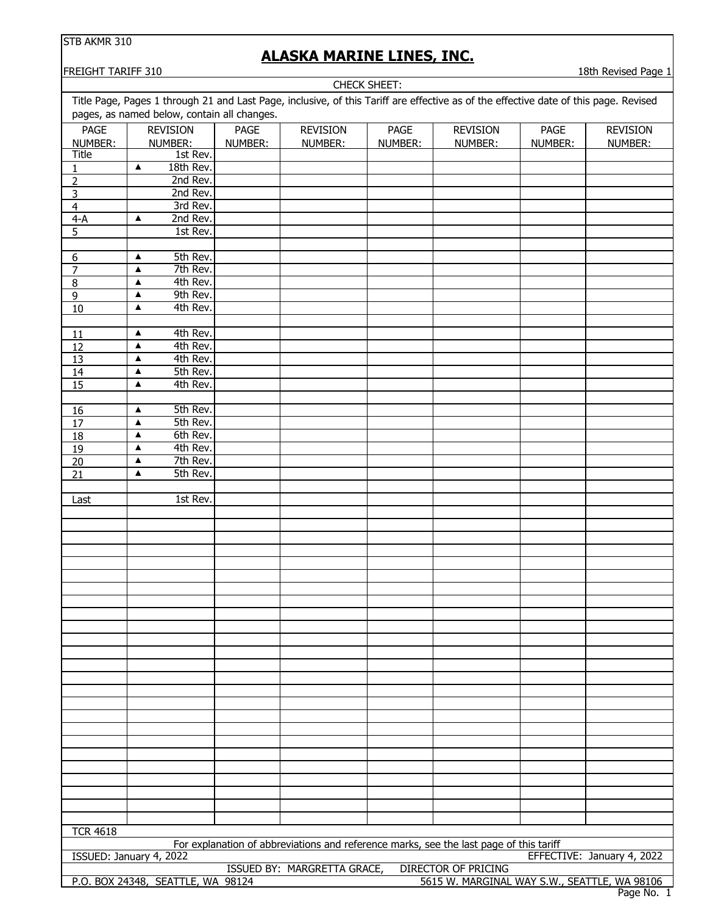STB AKMR 310

# ALASKA MARINE LINES, INC.

FREIGHT TARIFF 310

18th Revised Page 1

CHECK SHEET:

Title Page, Pages 1 through 21 and Last Page, inclusive, of this Tariff are effective as of the effective date of this page. Revised pages, as named below, contain all changes.

| PAGE NUMBER: | REVISION NUMBER: | PAGE NUMBER: | REVISION NUMBER: | PAGE NUMBER: | REVISION NUMBER: | PAGE NUMBER: | REVISION NUMBER: |
|---|---|---|---|---|---|---|---|
| Title | 1st Rev. | | | | | | |
| 1 | ▲ 18th Rev. | | | | | | |
| 2 | 2nd Rev. | | | | | | |
| 3 | 2nd Rev. | | | | | | |
| 4 | 3rd Rev. | | | | | | |
| 4-A | ▲ 2nd Rev. | | | | | | |
| 5 | 1st Rev. | | | | | | |
| | | | | | | | |
| 6 | ▲ 5th Rev. | | | | | | |
| 7 | ▲ 7th Rev. | | | | | | |
| 8 | ▲ 4th Rev. | | | | | | |
| 9 | ▲ 9th Rev. | | | | | | |
| 10 | ▲ 4th Rev. | | | | | | |
| | | | | | | | |
| 11 | ▲ 4th Rev. | | | | | | |
| 12 | ▲ 4th Rev. | | | | | | |
| 13 | ▲ 4th Rev. | | | | | | |
| 14 | ▲ 5th Rev. | | | | | | |
| 15 | ▲ 4th Rev. | | | | | | |
| | | | | | | | |
| 16 | ▲ 5th Rev. | | | | | | |
| 17 | ▲ 5th Rev. | | | | | | |
| 18 | ▲ 6th Rev. | | | | | | |
| 19 | ▲ 4th Rev. | | | | | | |
| 20 | ▲ 7th Rev. | | | | | | |
| 21 | ▲ 5th Rev. | | | | | | |
| | | | | | | | |
| Last | 1st Rev. | | | | | | |

TCR 4618

For explanation of abbreviations and reference marks, see the last page of this tariff

ISSUED: January 4, 2022

EFFECTIVE: January 4, 2022

ISSUED BY: MARGRETTA GRACE, DIRECTOR OF PRICING

P.O. BOX 24348, SEATTLE, WA 98124

5615 W. MARGINAL WAY S.W., SEATTLE, WA 98106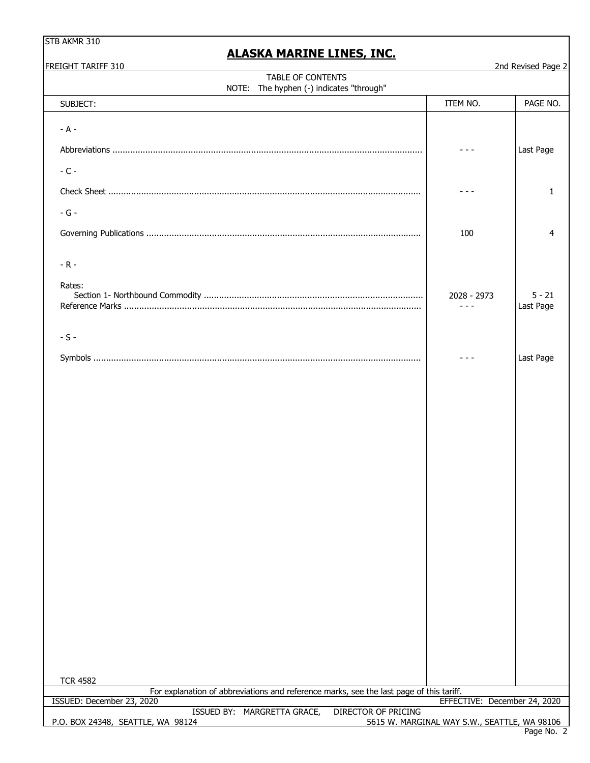# ALASKA MARINE LINES, INC.

FREIGHT TARIFF 310

2nd Revised Page 2

## TABLE OF CONTENTS

NOTE: The hyphen (-) indicates "through"

| SUBJECT: | ITEM NO. | PAGE NO. |
|---|---|---|
| - A - | | |
| Abbreviations | - - - | Last Page |
| - C - | | |
| Check Sheet | - - - | 1 |
| - G - | | |
| Governing Publications | 100 | 4 |
| - R - | | |
| Rates: | | |
| Section 1- Northbound Commodity | 2028 - 2973 | 5 - 21 |
| Reference Marks | - - - | Last Page |
| - S - | | |
| Symbols | - - - | Last Page |

TCR 4582

For explanation of abbreviations and reference marks, see the last page of this tariff.

ISSUED: December 23, 2020

EFFECTIVE: December 24, 2020

ISSUED BY: MARGRETTA GRACE, DIRECTOR OF PRICING

P.O. BOX 24348, SEATTLE, WA 98124

5615 W. MARGINAL WAY S.W., SEATTLE, WA 98106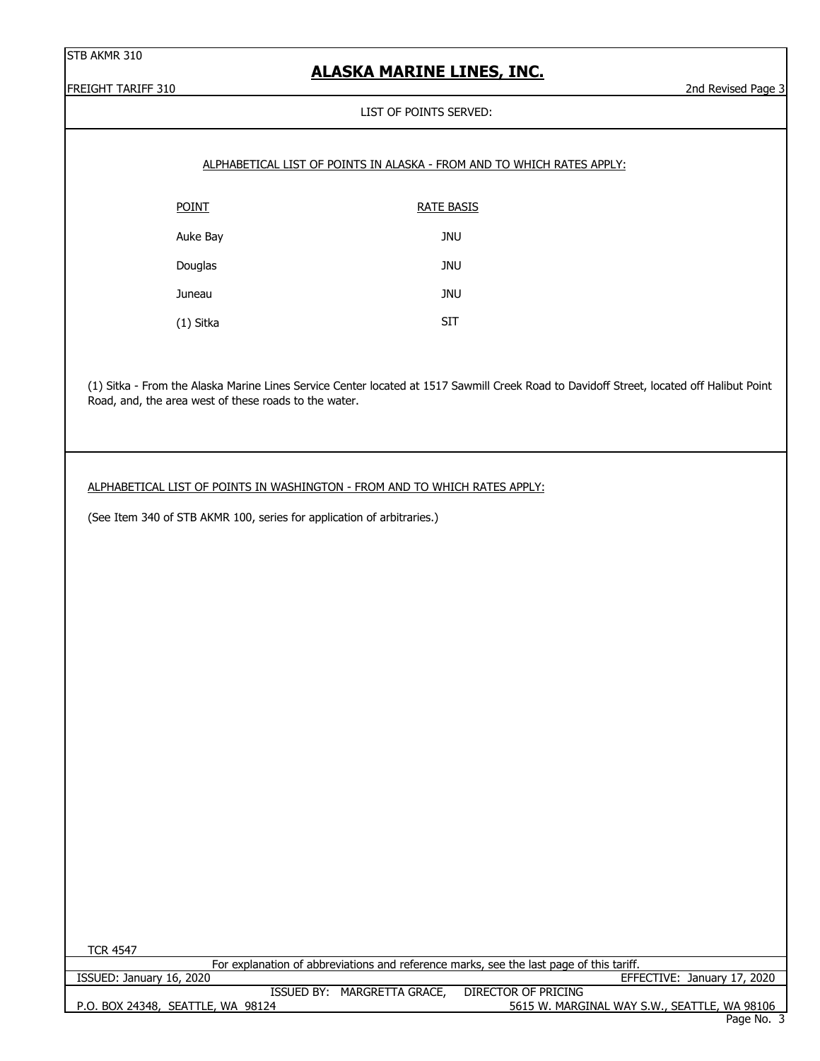LIST OF POINTS SERVED:

ALPHABETICAL LIST OF POINTS IN ALASKA - FROM AND TO WHICH RATES APPLY:

| POINT | RATE BASIS |
|---|---|
| Auke Bay | JNU |
| Douglas | JNU |
| Juneau | JNU |
| (1) Sitka | SIT |

(1) Sitka - From the Alaska Marine Lines Service Center located at 1517 Sawmill Creek Road to Davidoff Street, located off Halibut Point Road, and, the area west of these roads to the water.

ALPHABETICAL LIST OF POINTS IN WASHINGTON - FROM AND TO WHICH RATES APPLY:

(See Item 340 of STB AKMR 100, series for application of arbitraries.)

TCR 4547

For explanation of abbreviations and reference marks, see the last page of this tariff.

ISSUED: January 16, 2020 EFFECTIVE: January 17, 2020

ISSUED BY: MARGRETTA GRACE, DIRECTOR OF PRICING

P.O. BOX 24348, SEATTLE, WA 98124 5615 W. MARGINAL WAY S.W., SEATTLE, WA 98106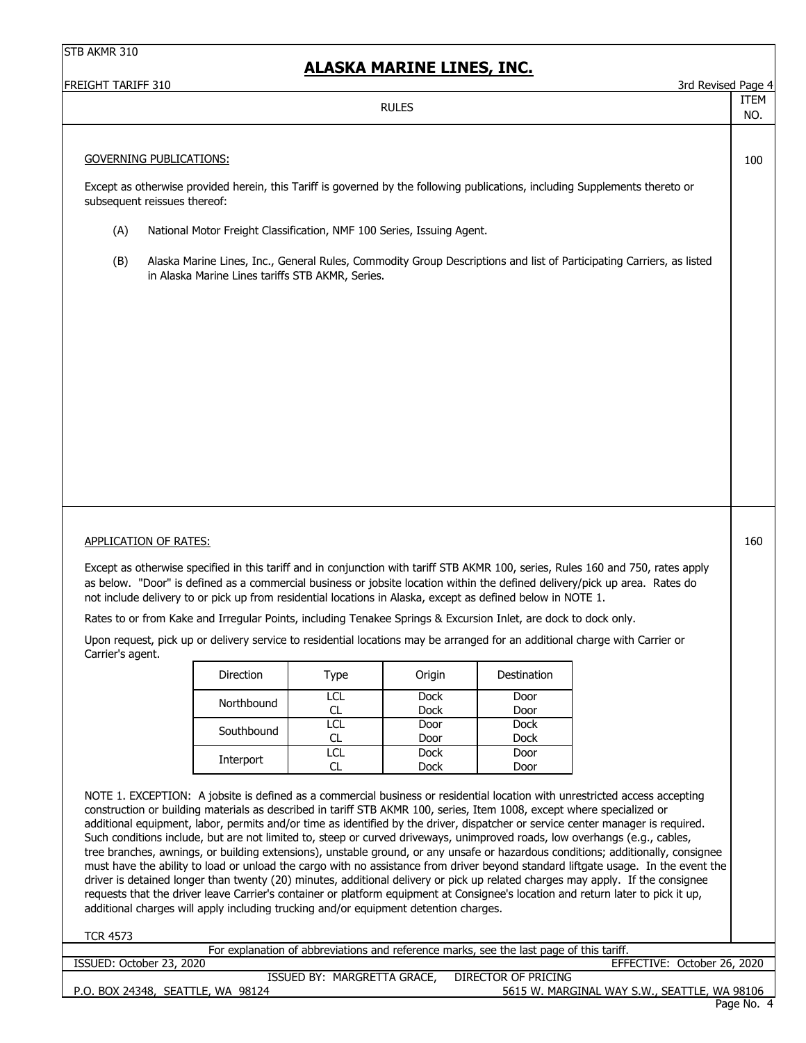# ALASKA MARINE LINES, INC.

FREIGHT TARIFF 310 — 3rd Revised Page 4

## RULES

### GOVERNING PUBLICATIONS: (ITEM NO. 100)

Except as otherwise provided herein, this Tariff is governed by the following publications, including Supplements thereto or subsequent reissues thereof:

(A) National Motor Freight Classification, NMF 100 Series, Issuing Agent.

(B) Alaska Marine Lines, Inc., General Rules, Commodity Group Descriptions and list of Participating Carriers, as listed in Alaska Marine Lines tariffs STB AKMR, Series.

### APPLICATION OF RATES: (ITEM NO. 160)

Except as otherwise specified in this tariff and in conjunction with tariff STB AKMR 100, series, Rules 160 and 750, rates apply as below. "Door" is defined as a commercial business or jobsite location within the defined delivery/pick up area. Rates do not include delivery to or pick up from residential locations in Alaska, except as defined below in NOTE 1.

Rates to or from Kake and Irregular Points, including Tenakee Springs & Excursion Inlet, are dock to dock only.

Upon request, pick up or delivery service to residential locations may be arranged for an additional charge with Carrier or Carrier's agent.

| Direction | Type | Origin | Destination |
|---|---|---|---|
| Northbound | LCL | Dock | Door |
| | CL | Dock | Door |
| Southbound | LCL | Door | Dock |
| | CL | Door | Dock |
| Interport | LCL | Dock | Door |
| | CL | Dock | Door |

NOTE 1. EXCEPTION: A jobsite is defined as a commercial business or residential location with unrestricted access accepting construction or building materials as described in tariff STB AKMR 100, series, Item 1008, except where specialized or additional equipment, labor, permits and/or time as identified by the driver, dispatcher or service center manager is required. Such conditions include, but are not limited to, steep or curved driveways, unimproved roads, low overhangs (e.g., cables, tree branches, awnings, or building extensions), unstable ground, or any unsafe or hazardous conditions; additionally, consignee must have the ability to load or unload the cargo with no assistance from driver beyond standard liftgate usage. In the event the driver is detained longer than twenty (20) minutes, additional delivery or pick up related charges may apply. If the consignee requests that the driver leave Carrier's container or platform equipment at Consignee's location and return later to pick it up, additional charges will apply including trucking and/or equipment detention charges.

TCR 4573

For explanation of abbreviations and reference marks, see the last page of this tariff.

ISSUED: October 23, 2020 — EFFECTIVE: October 26, 2020

ISSUED BY: MARGRETTA GRACE, DIRECTOR OF PRICING

P.O. BOX 24348, SEATTLE, WA 98124 — 5615 W. MARGINAL WAY S.W., SEATTLE, WA 98106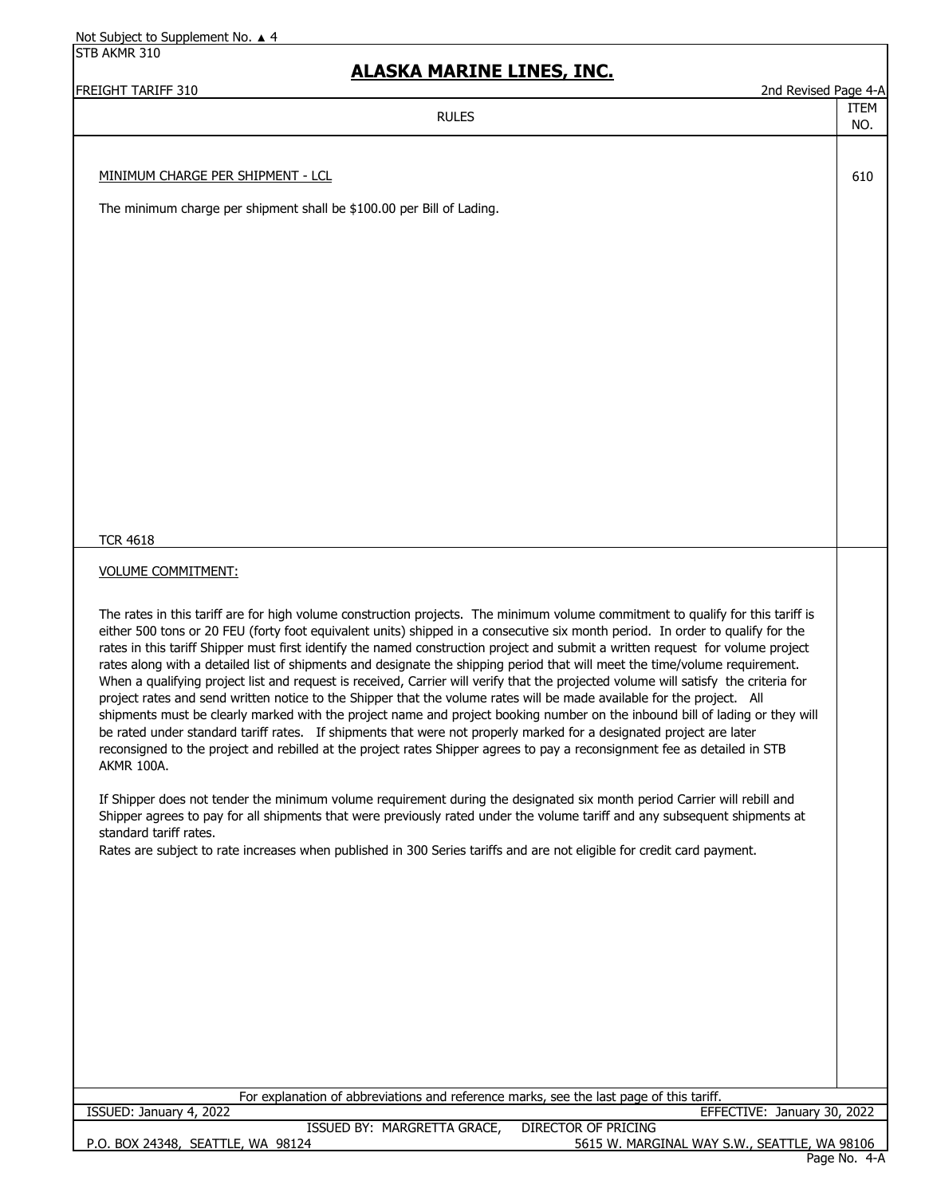## RULES

### MINIMUM CHARGE PER SHIPMENT - LCL (Item 610)

The minimum charge per shipment shall be $100.00 per Bill of Lading.

TCR 4618

### VOLUME COMMITMENT:

The rates in this tariff are for high volume construction projects. The minimum volume commitment to qualify for this tariff is either 500 tons or 20 FEU (forty foot equivalent units) shipped in a consecutive six month period. In order to qualify for the rates in this tariff Shipper must first identify the named construction project and submit a written request for volume project rates along with a detailed list of shipments and designate the shipping period that will meet the time/volume requirement. When a qualifying project list and request is received, Carrier will verify that the projected volume will satisfy the criteria for project rates and send written notice to the Shipper that the volume rates will be made available for the project. All shipments must be clearly marked with the project name and project booking number on the inbound bill of lading or they will be rated under standard tariff rates. If shipments that were not properly marked for a designated project are later reconsigned to the project and rebilled at the project rates Shipper agrees to pay a reconsignment fee as detailed in STB AKMR 100A.

If Shipper does not tender the minimum volume requirement during the designated six month period Carrier will rebill and Shipper agrees to pay for all shipments that were previously rated under the volume tariff and any subsequent shipments at standard tariff rates.

Rates are subject to rate increases when published in 300 Series tariffs and are not eligible for credit card payment.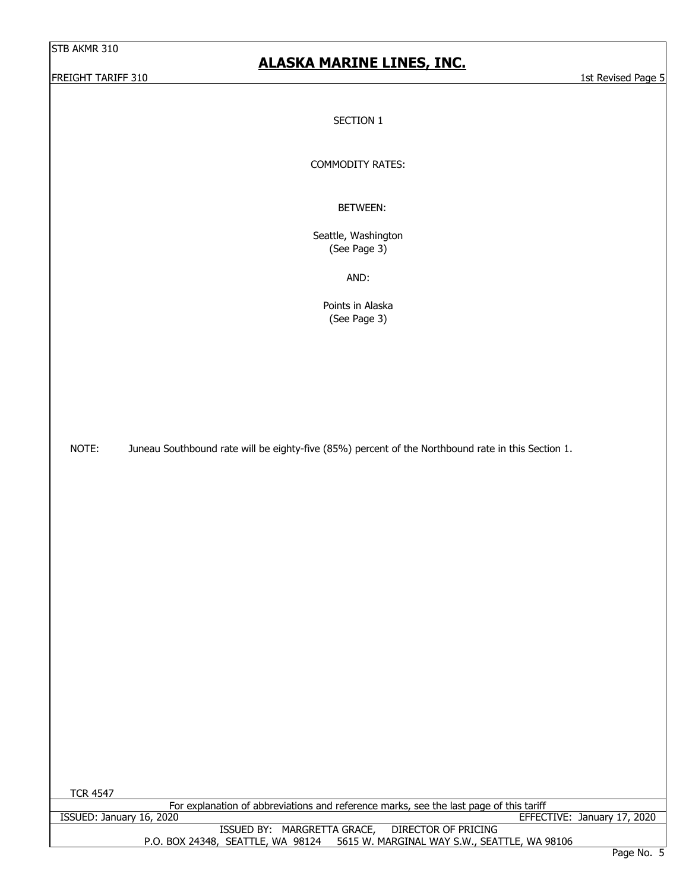SECTION 1

COMMODITY RATES:

BETWEEN:

Seattle, Washington
(See Page 3)

AND:

Points in Alaska
(See Page 3)

NOTE: Juneau Southbound rate will be eighty-five (85%) percent of the Northbound rate in this Section 1.

TCR 4547

For explanation of abbreviations and reference marks, see the last page of this tariff

ISSUED: January 16, 2020 EFFECTIVE: January 17, 2020

ISSUED BY: MARGRETTA GRACE, DIRECTOR OF PRICING

P.O. BOX 24348, SEATTLE, WA 98124 5615 W. MARGINAL WAY S.W., SEATTLE, WA 98106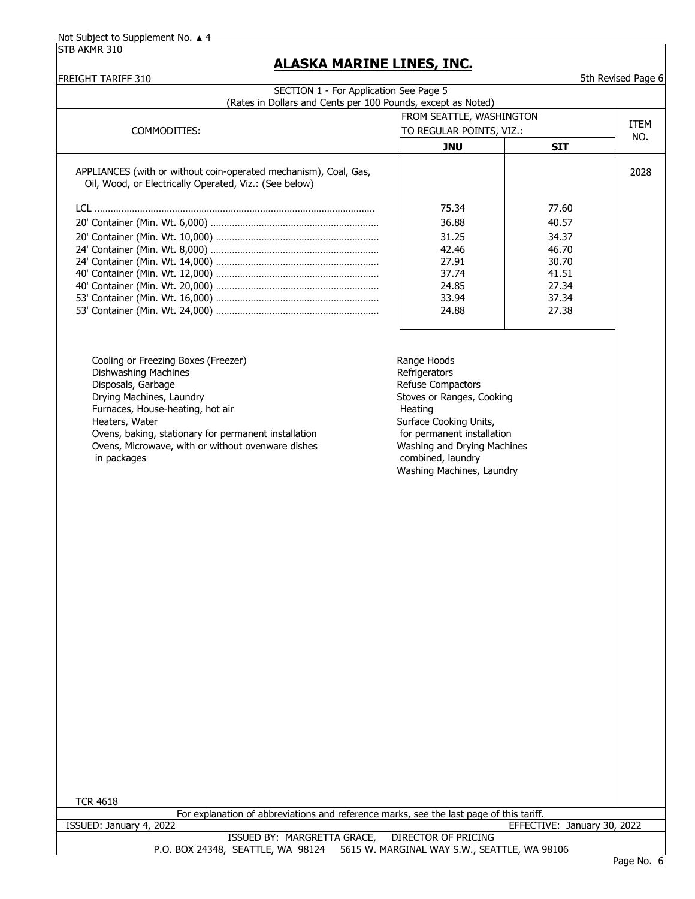Not Subject to Supplement No. ▲ 4

STB AKMR 310

# ALASKA MARINE LINES, INC.

FREIGHT TARIFF 310 — 5th Revised Page 6

SECTION 1 - For Application See Page 5
(Rates in Dollars and Cents per 100 Pounds, except as Noted)

| COMMODITIES: | FROM SEATTLE, WASHINGTON TO REGULAR POINTS, VIZ.: | | ITEM NO. |
|---|---|---|---|
| | **JNU** | **SIT** | |
| APPLIANCES (with or without coin-operated mechanism), Coal, Gas, Oil, Wood, or Electrically Operated, Viz.: (See below) | | | 2028 |
| LCL | 75.34 | 77.60 | |
| 20' Container (Min. Wt. 6,000) | 36.88 | 40.57 | |
| 20' Container (Min. Wt. 10,000) | 31.25 | 34.37 | |
| 24' Container (Min. Wt. 8,000) | 42.46 | 46.70 | |
| 24' Container (Min. Wt. 14,000) | 27.91 | 30.70 | |
| 40' Container (Min. Wt. 12,000) | 37.74 | 41.51 | |
| 40' Container (Min. Wt. 20,000) | 24.85 | 27.34 | |
| 53' Container (Min. Wt. 16,000) | 33.94 | 37.34 | |
| 53' Container (Min. Wt. 24,000) | 24.88 | 27.38 | |

- Cooling or Freezing Boxes (Freezer)
- Dishwashing Machines
- Disposals, Garbage
- Drying Machines, Laundry
- Furnaces, House-heating, hot air
- Heaters, Water
- Ovens, baking, stationary for permanent installation
- Ovens, Microwave, with or without ovenware dishes in packages
- Range Hoods
- Refrigerators
- Refuse Compactors
- Stoves or Ranges, Cooking Heating
- Surface Cooking Units, for permanent installation
- Washing and Drying Machines combined, laundry
- Washing Machines, Laundry

TCR 4618

For explanation of abbreviations and reference marks, see the last page of this tariff.

ISSUED: January 4, 2022 — EFFECTIVE: January 30, 2022

ISSUED BY: MARGRETTA GRACE, DIRECTOR OF PRICING
P.O. BOX 24348, SEATTLE, WA 98124 5615 W. MARGINAL WAY S.W., SEATTLE, WA 98106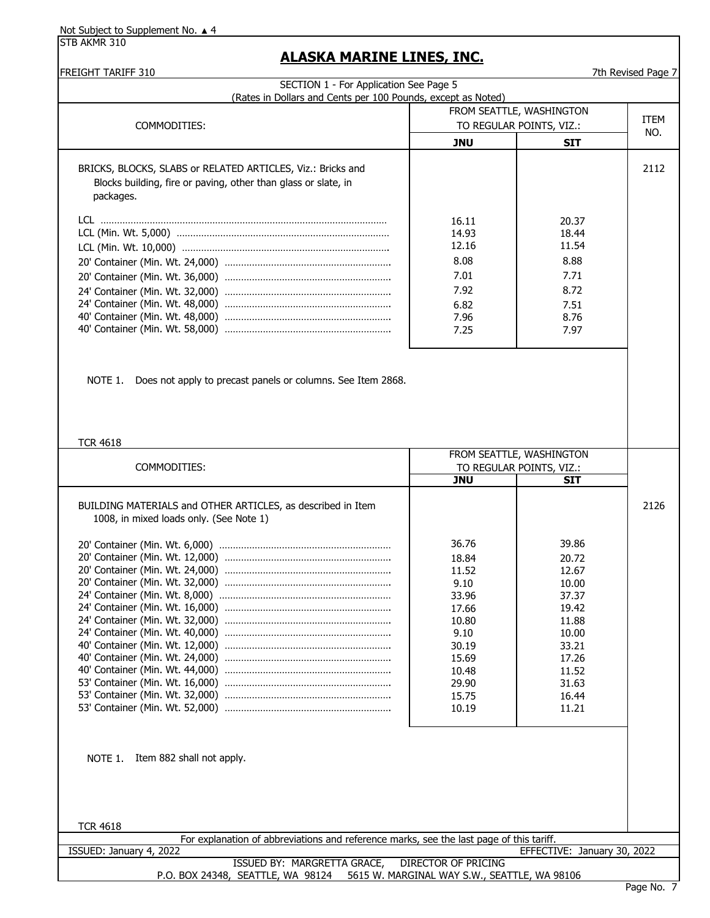Not Subject to Supplement No. ▲ 4

STB AKMR 310

# ALASKA MARINE LINES, INC.

FREIGHT TARIFF 310

7th Revised Page 7

SECTION 1 - For Application See Page 5

(Rates in Dollars and Cents per 100 Pounds, except as Noted)

| COMMODITIES: | FROM SEATTLE, WASHINGTON TO REGULAR POINTS, VIZ.: | | ITEM NO. |
|---|---|---|---|
| | **JNU** | **SIT** | |
| BRICKS, BLOCKS, SLABS or RELATED ARTICLES, Viz.: Bricks and Blocks building, fire or paving, other than glass or slate, in packages. | | | 2112 |
| LCL | 16.11 | 20.37 | |
| LCL (Min. Wt. 5,000) | 14.93 | 18.44 | |
| LCL (Min. Wt. 10,000) | 12.16 | 11.54 | |
| 20' Container (Min. Wt. 24,000) | 8.08 | 8.88 | |
| 20' Container (Min. Wt. 36,000) | 7.01 | 7.71 | |
| 24' Container (Min. Wt. 32,000) | 7.92 | 8.72 | |
| 24' Container (Min. Wt. 48,000) | 6.82 | 7.51 | |
| 40' Container (Min. Wt. 48,000) | 7.96 | 8.76 | |
| 40' Container (Min. Wt. 58,000) | 7.25 | 7.97 | |

NOTE 1. Does not apply to precast panels or columns. See Item 2868.

TCR 4618

| COMMODITIES: | FROM SEATTLE, WASHINGTON TO REGULAR POINTS, VIZ.: | | ITEM NO. |
|---|---|---|---|
| | **JNU** | **SIT** | |
| BUILDING MATERIALS and OTHER ARTICLES, as described in Item 1008, in mixed loads only. (See Note 1) | | | 2126 |
| 20' Container (Min. Wt. 6,000) | 36.76 | 39.86 | |
| 20' Container (Min. Wt. 12,000) | 18.84 | 20.72 | |
| 20' Container (Min. Wt. 24,000) | 11.52 | 12.67 | |
| 20' Container (Min. Wt. 32,000) | 9.10 | 10.00 | |
| 24' Container (Min. Wt. 8,000) | 33.96 | 37.37 | |
| 24' Container (Min. Wt. 16,000) | 17.66 | 19.42 | |
| 24' Container (Min. Wt. 32,000) | 10.80 | 11.88 | |
| 24' Container (Min. Wt. 40,000) | 9.10 | 10.00 | |
| 40' Container (Min. Wt. 12,000) | 30.19 | 33.21 | |
| 40' Container (Min. Wt. 24,000) | 15.69 | 17.26 | |
| 40' Container (Min. Wt. 44,000) | 10.48 | 11.52 | |
| 53' Container (Min. Wt. 16,000) | 29.90 | 31.63 | |
| 53' Container (Min. Wt. 32,000) | 15.75 | 16.44 | |
| 53' Container (Min. Wt. 52,000) | 10.19 | 11.21 | |

NOTE 1. Item 882 shall not apply.

TCR 4618

For explanation of abbreviations and reference marks, see the last page of this tariff.

ISSUED: January 4, 2022 EFFECTIVE: January 30, 2022

ISSUED BY: MARGRETTA GRACE, DIRECTOR OF PRICING

P.O. BOX 24348, SEATTLE, WA 98124 5615 W. MARGINAL WAY S.W., SEATTLE, WA 98106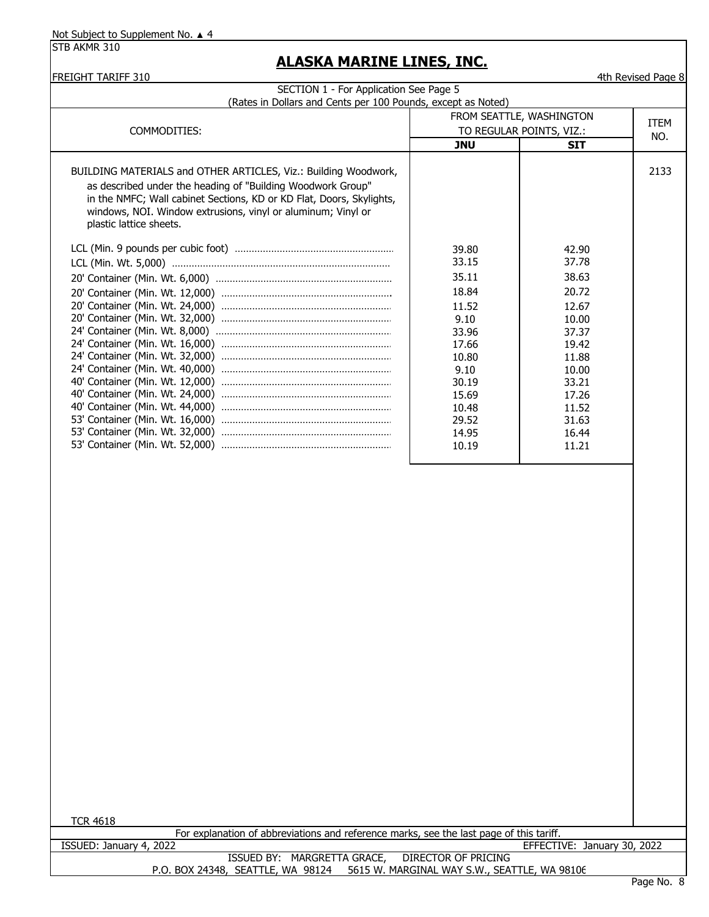Not Subject to Supplement No. ▲ 4

STB AKMR 310

# ALASKA MARINE LINES, INC.

FREIGHT TARIFF 310

4th Revised Page 8

SECTION 1 - For Application See Page 5

(Rates in Dollars and Cents per 100 Pounds, except as Noted)

| COMMODITIES: | FROM SEATTLE, WASHINGTON TO REGULAR POINTS, VIZ.: | | ITEM NO. |
|---|---|---|---|
| | **JNU** | **SIT** | |
| BUILDING MATERIALS and OTHER ARTICLES, Viz.: Building Woodwork, as described under the heading of "Building Woodwork Group" in the NMFC; Wall cabinet Sections, KD or KD Flat, Doors, Skylights, windows, NOI. Window extrusions, vinyl or aluminum; Vinyl or plastic lattice sheets. | | | 2133 |
| LCL (Min. 9 pounds per cubic foot) | 39.80 | 42.90 | |
| LCL (Min. Wt. 5,000) | 33.15 | 37.78 | |
| 20' Container (Min. Wt. 6,000) | 35.11 | 38.63 | |
| 20' Container (Min. Wt. 12,000) | 18.84 | 20.72 | |
| 20' Container (Min. Wt. 24,000) | 11.52 | 12.67 | |
| 20' Container (Min. Wt. 32,000) | 9.10 | 10.00 | |
| 24' Container (Min. Wt. 8,000) | 33.96 | 37.37 | |
| 24' Container (Min. Wt. 16,000) | 17.66 | 19.42 | |
| 24' Container (Min. Wt. 32,000) | 10.80 | 11.88 | |
| 24' Container (Min. Wt. 40,000) | 9.10 | 10.00 | |
| 40' Container (Min. Wt. 12,000) | 30.19 | 33.21 | |
| 40' Container (Min. Wt. 24,000) | 15.69 | 17.26 | |
| 40' Container (Min. Wt. 44,000) | 10.48 | 11.52 | |
| 53' Container (Min. Wt. 16,000) | 29.52 | 31.63 | |
| 53' Container (Min. Wt. 32,000) | 14.95 | 16.44 | |
| 53' Container (Min. Wt. 52,000) | 10.19 | 11.21 | |

TCR 4618

For explanation of abbreviations and reference marks, see the last page of this tariff.

ISSUED: January 4, 2022 EFFECTIVE: January 30, 2022

ISSUED BY: MARGRETTA GRACE, DIRECTOR OF PRICING

P.O. BOX 24348, SEATTLE, WA 98124 5615 W. MARGINAL WAY S.W., SEATTLE, WA 98106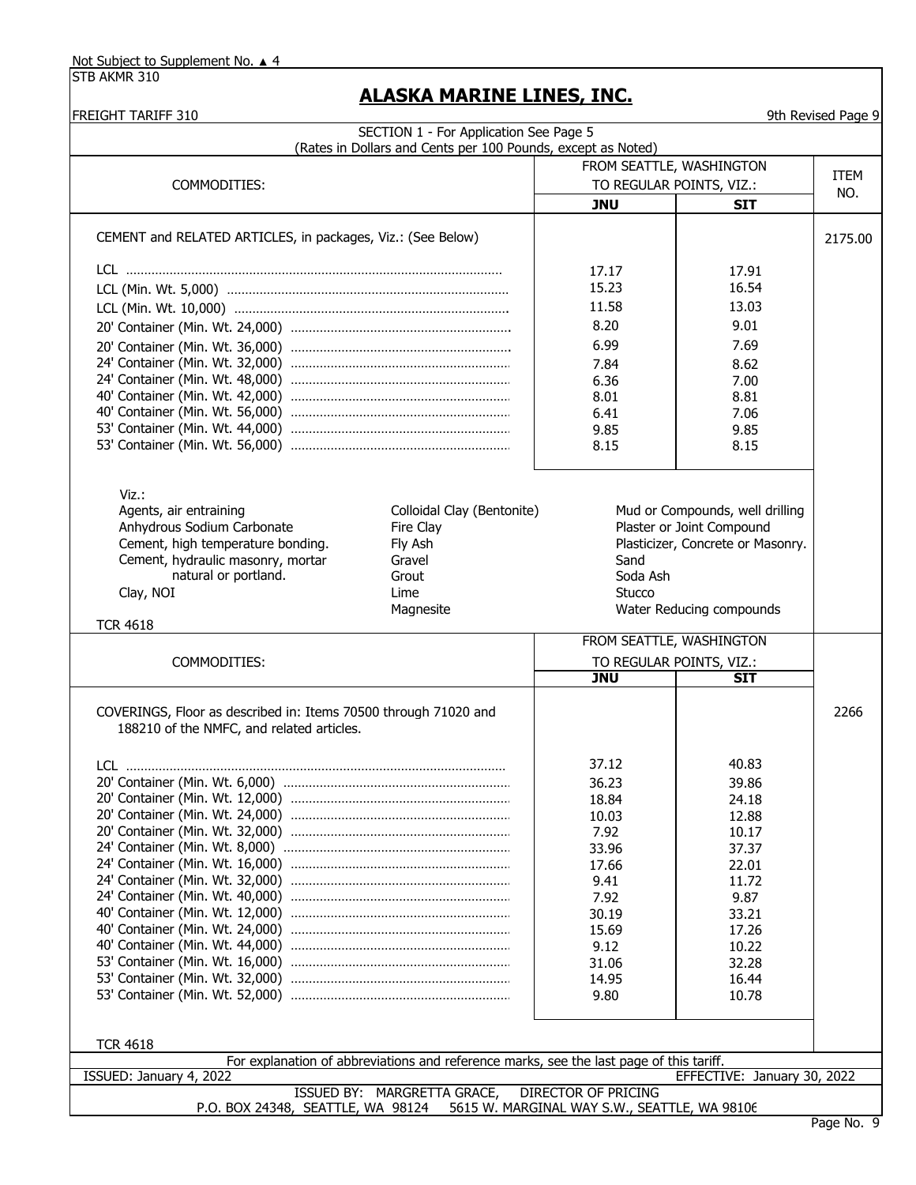Not Subject to Supplement No. ▲ 4
STB AKMR 310

# ALASKA MARINE LINES, INC.

FREIGHT TARIFF 310

9th Revised Page 9

SECTION 1 - For Application See Page 5
(Rates in Dollars and Cents per 100 Pounds, except as Noted)

| COMMODITIES: | FROM SEATTLE, WASHINGTON TO REGULAR POINTS, VIZ.: | | ITEM NO. |
|---|---|---|---|
| | JNU | SIT | |
| CEMENT and RELATED ARTICLES, in packages, Viz.: (See Below) | | | 2175.00 |
| LCL | 17.17 | 17.91 | |
| LCL (Min. Wt. 5,000) | 15.23 | 16.54 | |
| LCL (Min. Wt. 10,000) | 11.58 | 13.03 | |
| 20' Container (Min. Wt. 24,000) | 8.20 | 9.01 | |
| 20' Container (Min. Wt. 36,000) | 6.99 | 7.69 | |
| 24' Container (Min. Wt. 32,000) | 7.84 | 8.62 | |
| 24' Container (Min. Wt. 48,000) | 6.36 | 7.00 | |
| 40' Container (Min. Wt. 42,000) | 8.01 | 8.81 | |
| 40' Container (Min. Wt. 56,000) | 6.41 | 7.06 | |
| 53' Container (Min. Wt. 44,000) | 9.85 | 9.85 | |
| 53' Container (Min. Wt. 56,000) | 8.15 | 8.15 | |

Viz.:

| | | |
|---|---|---|
| Agents, air entraining | Colloidal Clay (Bentonite) | Mud or Compounds, well drilling |
| Anhydrous Sodium Carbonate | Fire Clay | Plaster or Joint Compound |
| Cement, high temperature bonding. | Fly Ash | Plasticizer, Concrete or Masonry. |
| Cement, hydraulic masonry, mortar natural or portland. | Gravel | Sand |
| | Grout | Soda Ash |
| Clay, NOI | Lime | Stucco |
| | Magnesite | Water Reducing compounds |

TCR 4618

| COMMODITIES: | FROM SEATTLE, WASHINGTON TO REGULAR POINTS, VIZ.: | | ITEM NO. |
|---|---|---|---|
| | JNU | SIT | |
| COVERINGS, Floor as described in: Items 70500 through 71020 and 188210 of the NMFC, and related articles. | | | 2266 |
| LCL | 37.12 | 40.83 | |
| 20' Container (Min. Wt. 6,000) | 36.23 | 39.86 | |
| 20' Container (Min. Wt. 12,000) | 18.84 | 24.18 | |
| 20' Container (Min. Wt. 24,000) | 10.03 | 12.88 | |
| 20' Container (Min. Wt. 32,000) | 7.92 | 10.17 | |
| 24' Container (Min. Wt. 8,000) | 33.96 | 37.37 | |
| 24' Container (Min. Wt. 16,000) | 17.66 | 22.01 | |
| 24' Container (Min. Wt. 32,000) | 9.41 | 11.72 | |
| 24' Container (Min. Wt. 40,000) | 7.92 | 9.87 | |
| 40' Container (Min. Wt. 12,000) | 30.19 | 33.21 | |
| 40' Container (Min. Wt. 24,000) | 15.69 | 17.26 | |
| 40' Container (Min. Wt. 44,000) | 9.12 | 10.22 | |
| 53' Container (Min. Wt. 16,000) | 31.06 | 32.28 | |
| 53' Container (Min. Wt. 32,000) | 14.95 | 16.44 | |
| 53' Container (Min. Wt. 52,000) | 9.80 | 10.78 | |

TCR 4618

For explanation of abbreviations and reference marks, see the last page of this tariff.

ISSUED: January 4, 2022 EFFECTIVE: January 30, 2022

ISSUED BY: MARGRETTA GRACE, DIRECTOR OF PRICING
P.O. BOX 24348, SEATTLE, WA 98124 5615 W. MARGINAL WAY S.W., SEATTLE, WA 98106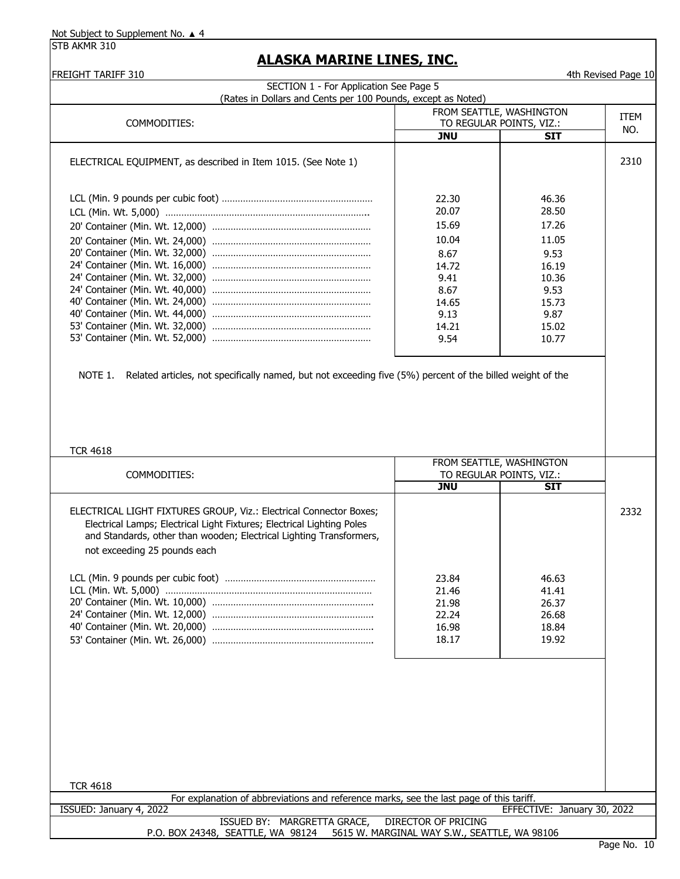Not Subject to Supplement No. ▲ 4

STB AKMR 310

# ALASKA MARINE LINES, INC.

FREIGHT TARIFF 310 — 4th Revised Page 10

SECTION 1 - For Application See Page 5

(Rates in Dollars and Cents per 100 Pounds, except as Noted)

| COMMODITIES: | FROM SEATTLE, WASHINGTON TO REGULAR POINTS, VIZ.: | | ITEM NO. |
|---|---|---|---|
| | JNU | SIT | |
| ELECTRICAL EQUIPMENT, as described in Item 1015. (See Note 1) | | | 2310 |
| LCL (Min. 9 pounds per cubic foot) | 22.30 | 46.36 | |
| LCL (Min. Wt. 5,000) | 20.07 | 28.50 | |
| 20' Container (Min. Wt. 12,000) | 15.69 | 17.26 | |
| 20' Container (Min. Wt. 24,000) | 10.04 | 11.05 | |
| 20' Container (Min. Wt. 32,000) | 8.67 | 9.53 | |
| 24' Container (Min. Wt. 16,000) | 14.72 | 16.19 | |
| 24' Container (Min. Wt. 32,000) | 9.41 | 10.36 | |
| 24' Container (Min. Wt. 40,000) | 8.67 | 9.53 | |
| 40' Container (Min. Wt. 24,000) | 14.65 | 15.73 | |
| 40' Container (Min. Wt. 44,000) | 9.13 | 9.87 | |
| 53' Container (Min. Wt. 32,000) | 14.21 | 15.02 | |
| 53' Container (Min. Wt. 52,000) | 9.54 | 10.77 | |

NOTE 1. Related articles, not specifically named, but not exceeding five (5%) percent of the billed weight of the

TCR 4618

| COMMODITIES: | FROM SEATTLE, WASHINGTON TO REGULAR POINTS, VIZ.: | | ITEM NO. |
|---|---|---|---|
| | JNU | SIT | |
| ELECTRICAL LIGHT FIXTURES GROUP, Viz.: Electrical Connector Boxes; Electrical Lamps; Electrical Light Fixtures; Electrical Lighting Poles and Standards, other than wooden; Electrical Lighting Transformers, not exceeding 25 pounds each | | | 2332 |
| LCL (Min. 9 pounds per cubic foot) | 23.84 | 46.63 | |
| LCL (Min. Wt. 5,000) | 21.46 | 41.41 | |
| 20' Container (Min. Wt. 10,000) | 21.98 | 26.37 | |
| 24' Container (Min. Wt. 12,000) | 22.24 | 26.68 | |
| 40' Container (Min. Wt. 20,000) | 16.98 | 18.84 | |
| 53' Container (Min. Wt. 26,000) | 18.17 | 19.92 | |

TCR 4618

For explanation of abbreviations and reference marks, see the last page of this tariff.

ISSUED: January 4, 2022 — EFFECTIVE: January 30, 2022

ISSUED BY: MARGRETTA GRACE, DIRECTOR OF PRICING

P.O. BOX 24348, SEATTLE, WA 98124 — 5615 W. MARGINAL WAY S.W., SEATTLE, WA 98106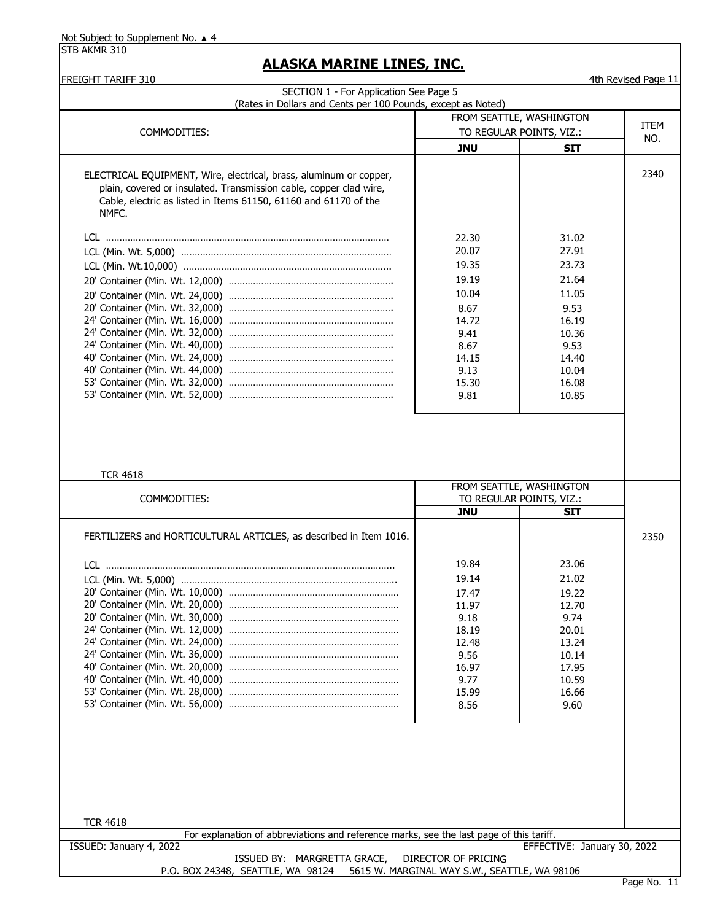Not Subject to Supplement No. ▲ 4

STB AKMR 310

# ALASKA MARINE LINES, INC.

FREIGHT TARIFF 310 — 4th Revised Page 11

SECTION 1 - For Application See Page 5
(Rates in Dollars and Cents per 100 Pounds, except as Noted)

| COMMODITIES: | FROM SEATTLE, WASHINGTON TO REGULAR POINTS, VIZ.: | | ITEM NO. |
|---|---|---|---|
| | **JNU** | **SIT** | |
| ELECTRICAL EQUIPMENT, Wire, electrical, brass, aluminum or copper, plain, covered or insulated. Transmission cable, copper clad wire, Cable, electric as listed in Items 61150, 61160 and 61170 of the NMFC. | | | 2340 |
| LCL | 22.30 | 31.02 | |
| LCL (Min. Wt. 5,000) | 20.07 | 27.91 | |
| LCL (Min. Wt.10,000) | 19.35 | 23.73 | |
| 20' Container (Min. Wt. 12,000) | 19.19 | 21.64 | |
| 20' Container (Min. Wt. 24,000) | 10.04 | 11.05 | |
| 20' Container (Min. Wt. 32,000) | 8.67 | 9.53 | |
| 24' Container (Min. Wt. 16,000) | 14.72 | 16.19 | |
| 24' Container (Min. Wt. 32,000) | 9.41 | 10.36 | |
| 24' Container (Min. Wt. 40,000) | 8.67 | 9.53 | |
| 40' Container (Min. Wt. 24,000) | 14.15 | 14.40 | |
| 40' Container (Min. Wt. 44,000) | 9.13 | 10.04 | |
| 53' Container (Min. Wt. 32,000) | 15.30 | 16.08 | |
| 53' Container (Min. Wt. 52,000) | 9.81 | 10.85 | |

TCR 4618

| COMMODITIES: | FROM SEATTLE, WASHINGTON TO REGULAR POINTS, VIZ.: | | ITEM NO. |
|---|---|---|---|
| | **JNU** | **SIT** | |
| FERTILIZERS and HORTICULTURAL ARTICLES, as described in Item 1016. | | | 2350 |
| LCL | 19.84 | 23.06 | |
| LCL (Min. Wt. 5,000) | 19.14 | 21.02 | |
| 20' Container (Min. Wt. 10,000) | 17.47 | 19.22 | |
| 20' Container (Min. Wt. 20,000) | 11.97 | 12.70 | |
| 20' Container (Min. Wt. 30,000) | 9.18 | 9.74 | |
| 24' Container (Min. Wt. 12,000) | 18.19 | 20.01 | |
| 24' Container (Min. Wt. 24,000) | 12.48 | 13.24 | |
| 24' Container (Min. Wt. 36,000) | 9.56 | 10.14 | |
| 40' Container (Min. Wt. 20,000) | 16.97 | 17.95 | |
| 40' Container (Min. Wt. 40,000) | 9.77 | 10.59 | |
| 53' Container (Min. Wt. 28,000) | 15.99 | 16.66 | |
| 53' Container (Min. Wt. 56,000) | 8.56 | 9.60 | |

TCR 4618

For explanation of abbreviations and reference marks, see the last page of this tariff.

ISSUED: January 4, 2022 — EFFECTIVE: January 30, 2022

ISSUED BY: MARGRETTA GRACE, DIRECTOR OF PRICING
P.O. BOX 24348, SEATTLE, WA 98124 — 5615 W. MARGINAL WAY S.W., SEATTLE, WA 98106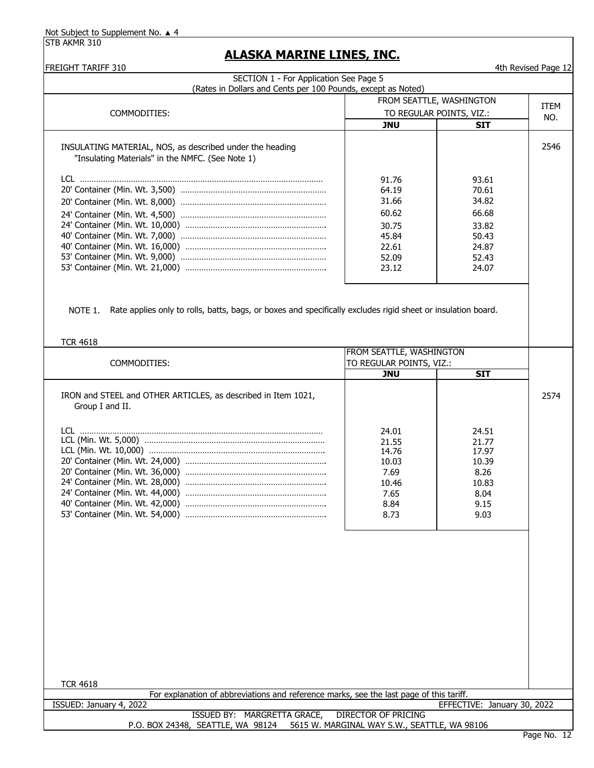Not Subject to Supplement No. ▲ 4
STB AKMR 310

# ALASKA MARINE LINES, INC.

FREIGHT TARIFF 310 — 4th Revised Page 12

SECTION 1 - For Application See Page 5
(Rates in Dollars and Cents per 100 Pounds, except as Noted)

| COMMODITIES: | FROM SEATTLE, WASHINGTON TO REGULAR POINTS, VIZ.: JNU | SIT | ITEM NO. |
|---|---|---|---|
| INSULATING MATERIAL, NOS, as described under the heading "Insulating Materials" in the NMFC. (See Note 1) | | | 2546 |
| LCL | 91.76 | 93.61 | |
| 20' Container (Min. Wt. 3,500) | 64.19 | 70.61 | |
| 20' Container (Min. Wt. 8,000) | 31.66 | 34.82 | |
| 24' Container (Min. Wt. 4,500) | 60.62 | 66.68 | |
| 24' Container (Min. Wt. 10,000) | 30.75 | 33.82 | |
| 40' Container (Min. Wt. 7,000) | 45.84 | 50.43 | |
| 40' Container (Min. Wt. 16,000) | 22.61 | 24.87 | |
| 53' Container (Min. Wt. 9,000) | 52.09 | 52.43 | |
| 53' Container (Min. Wt. 21,000) | 23.12 | 24.07 | |

NOTE 1. Rate applies only to rolls, batts, bags, or boxes and specifically excludes rigid sheet or insulation board.

TCR 4618

| COMMODITIES: | FROM SEATTLE, WASHINGTON TO REGULAR POINTS, VIZ.: JNU | SIT | ITEM NO. |
|---|---|---|---|
| IRON and STEEL and OTHER ARTICLES, as described in Item 1021, Group I and II. | | | 2574 |
| LCL | 24.01 | 24.51 | |
| LCL (Min. Wt. 5,000) | 21.55 | 21.77 | |
| LCL (Min. Wt. 10,000) | 14.76 | 17.97 | |
| 20' Container (Min. Wt. 24,000) | 10.03 | 10.39 | |
| 20' Container (Min. Wt. 36,000) | 7.69 | 8.26 | |
| 24' Container (Min. Wt. 28,000) | 10.46 | 10.83 | |
| 24' Container (Min. Wt. 44,000) | 7.65 | 8.04 | |
| 40' Container (Min. Wt. 42,000) | 8.84 | 9.15 | |
| 53' Container (Min. Wt. 54,000) | 8.73 | 9.03 | |

TCR 4618

For explanation of abbreviations and reference marks, see the last page of this tariff.

ISSUED: January 4, 2022 — EFFECTIVE: January 30, 2022

ISSUED BY: MARGRETTA GRACE, DIRECTOR OF PRICING
P.O. BOX 24348, SEATTLE, WA 98124 — 5615 W. MARGINAL WAY S.W., SEATTLE, WA 98106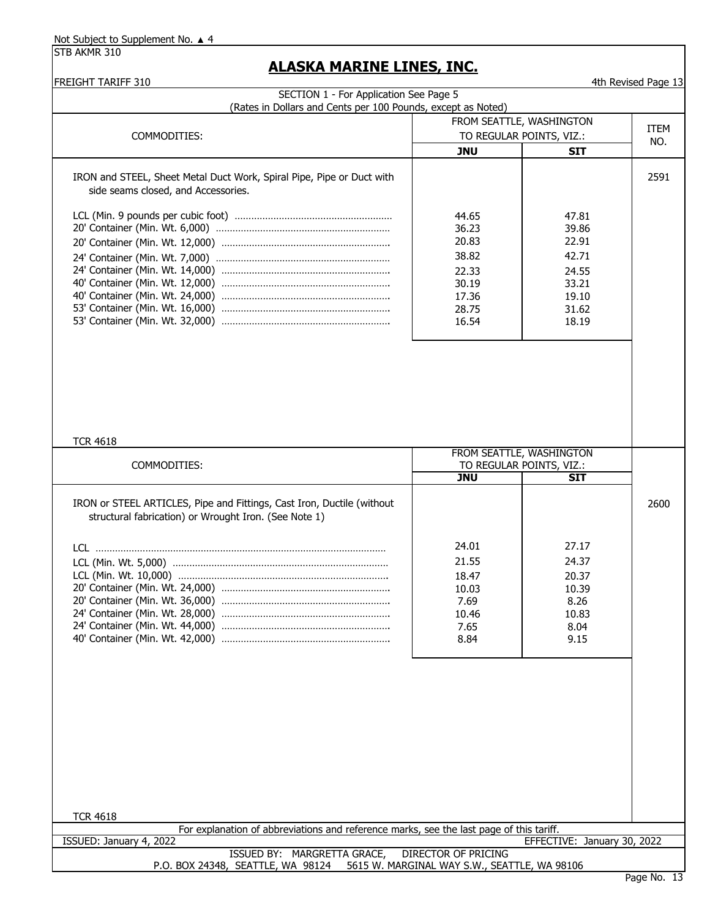Not Subject to Supplement No. ▲ 4
STB AKMR 310

# ALASKA MARINE LINES, INC.

FREIGHT TARIFF 310 — 4th Revised Page 13

SECTION 1 - For Application See Page 5
(Rates in Dollars and Cents per 100 Pounds, except as Noted)

| COMMODITIES: | FROM SEATTLE, WASHINGTON TO REGULAR POINTS, VIZ.: | | ITEM NO. |
|---|---|---|---|
| | **JNU** | **SIT** | |
| IRON and STEEL, Sheet Metal Duct Work, Spiral Pipe, Pipe or Duct with side seams closed, and Accessories. | | | 2591 |
| LCL (Min. 9 pounds per cubic foot) | 44.65 | 47.81 | |
| 20' Container (Min. Wt. 6,000) | 36.23 | 39.86 | |
| 20' Container (Min. Wt. 12,000) | 20.83 | 22.91 | |
| 24' Container (Min. Wt. 7,000) | 38.82 | 42.71 | |
| 24' Container (Min. Wt. 14,000) | 22.33 | 24.55 | |
| 40' Container (Min. Wt. 12,000) | 30.19 | 33.21 | |
| 40' Container (Min. Wt. 24,000) | 17.36 | 19.10 | |
| 53' Container (Min. Wt. 16,000) | 28.75 | 31.62 | |
| 53' Container (Min. Wt. 32,000) | 16.54 | 18.19 | |

TCR 4618

| COMMODITIES: | FROM SEATTLE, WASHINGTON TO REGULAR POINTS, VIZ.: | | ITEM NO. |
|---|---|---|---|
| | **JNU** | **SIT** | |
| IRON or STEEL ARTICLES, Pipe and Fittings, Cast Iron, Ductile (without structural fabrication) or Wrought Iron. (See Note 1) | | | 2600 |
| LCL | 24.01 | 27.17 | |
| LCL (Min. Wt. 5,000) | 21.55 | 24.37 | |
| LCL (Min. Wt. 10,000) | 18.47 | 20.37 | |
| 20' Container (Min. Wt. 24,000) | 10.03 | 10.39 | |
| 20' Container (Min. Wt. 36,000) | 7.69 | 8.26 | |
| 24' Container (Min. Wt. 28,000) | 10.46 | 10.83 | |
| 24' Container (Min. Wt. 44,000) | 7.65 | 8.04 | |
| 40' Container (Min. Wt. 42,000) | 8.84 | 9.15 | |

TCR 4618

For explanation of abbreviations and reference marks, see the last page of this tariff.

ISSUED: January 4, 2022 — EFFECTIVE: January 30, 2022

ISSUED BY: MARGRETTA GRACE, DIRECTOR OF PRICING
P.O. BOX 24348, SEATTLE, WA 98124 5615 W. MARGINAL WAY S.W., SEATTLE, WA 98106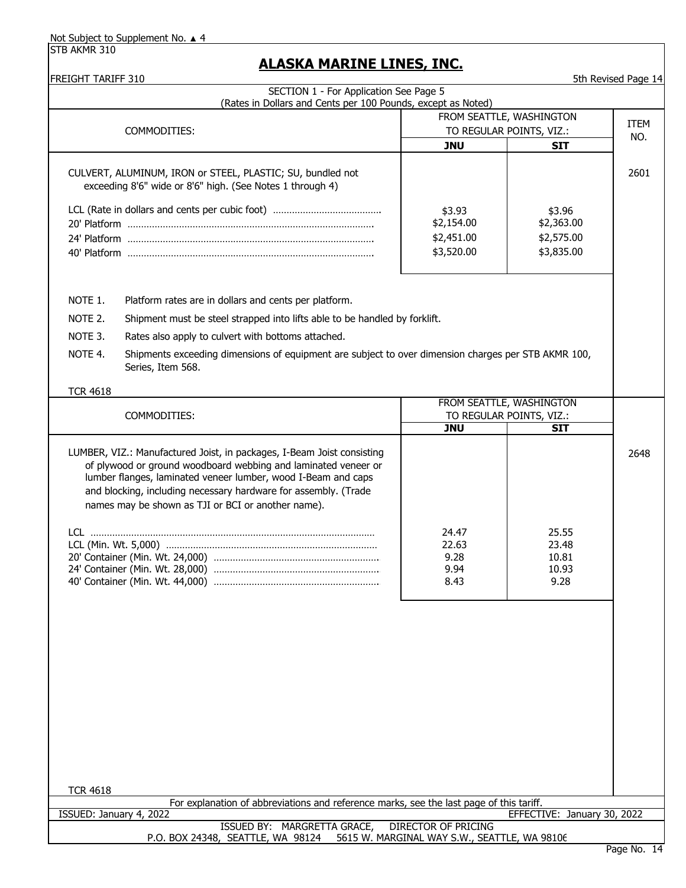Not Subject to Supplement No. ▲ 4

STB AKMR 310

# ALASKA MARINE LINES, INC.

FREIGHT TARIFF 310

5th Revised Page 14

SECTION 1 - For Application See Page 5
(Rates in Dollars and Cents per 100 Pounds, except as Noted)

| COMMODITIES: | FROM SEATTLE, WASHINGTON TO REGULAR POINTS, VIZ.: JNU | SIT | ITEM NO. |
|---|---|---|---|
| CULVERT, ALUMINUM, IRON or STEEL, PLASTIC; SU, bundled not exceeding 8'6" wide or 8'6" high. (See Notes 1 through 4) | | | 2601 |
| LCL (Rate in dollars and cents per cubic foot) | $3.93 | $3.96 | |
| 20' Platform | $2,154.00 | $2,363.00 | |
| 24' Platform | $2,451.00 | $2,575.00 | |
| 40' Platform | $3,520.00 | $3,835.00 | |

NOTE 1. Platform rates are in dollars and cents per platform.

NOTE 2. Shipment must be steel strapped into lifts able to be handled by forklift.

NOTE 3. Rates also apply to culvert with bottoms attached.

NOTE 4. Shipments exceeding dimensions of equipment are subject to over dimension charges per STB AKMR 100, Series, Item 568.

TCR 4618

| COMMODITIES: | FROM SEATTLE, WASHINGTON TO REGULAR POINTS, VIZ.: JNU | SIT | ITEM NO. |
|---|---|---|---|
| LUMBER, VIZ.: Manufactured Joist, in packages, I-Beam Joist consisting of plywood or ground woodboard webbing and laminated veneer or lumber flanges, laminated veneer lumber, wood I-Beam and caps and blocking, including necessary hardware for assembly. (Trade names may be shown as TJI or BCI or another name). | | | 2648 |
| LCL | 24.47 | 25.55 | |
| LCL (Min. Wt. 5,000) | 22.63 | 23.48 | |
| 20' Container (Min. Wt. 24,000) | 9.28 | 10.81 | |
| 24' Container (Min. Wt. 28,000) | 9.94 | 10.93 | |
| 40' Container (Min. Wt. 44,000) | 8.43 | 9.28 | |

TCR 4618

For explanation of abbreviations and reference marks, see the last page of this tariff.

ISSUED: January 4, 2022 EFFECTIVE: January 30, 2022

ISSUED BY: MARGRETTA GRACE, DIRECTOR OF PRICING

P.O. BOX 24348, SEATTLE, WA 98124 5615 W. MARGINAL WAY S.W., SEATTLE, WA 98106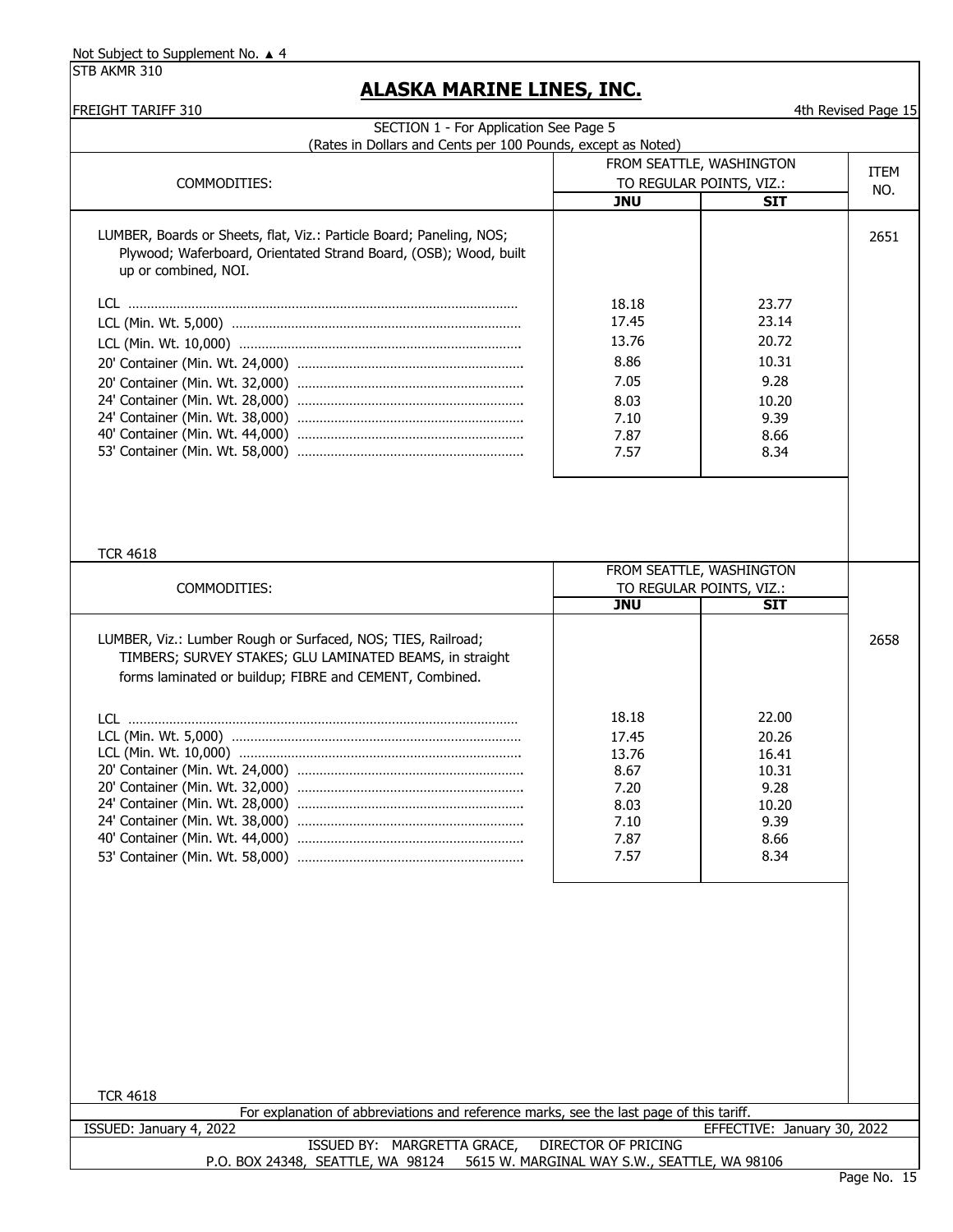Not Subject to Supplement No. ▲ 4

STB AKMR 310

# ALASKA MARINE LINES, INC.

FREIGHT TARIFF 310

4th Revised Page 15

SECTION 1 - For Application See Page 5

(Rates in Dollars and Cents per 100 Pounds, except as Noted)

| COMMODITIES: | FROM SEATTLE, WASHINGTON TO REGULAR POINTS, VIZ.: JNU | SIT | ITEM NO. |
|---|---|---|---|
| LUMBER, Boards or Sheets, flat, Viz.: Particle Board; Paneling, NOS; Plywood; Waferboard, Orientated Strand Board, (OSB); Wood, built up or combined, NOI. | | | 2651 |
| LCL | 18.18 | 23.77 | |
| LCL (Min. Wt. 5,000) | 17.45 | 23.14 | |
| LCL (Min. Wt. 10,000) | 13.76 | 20.72 | |
| 20' Container (Min. Wt. 24,000) | 8.86 | 10.31 | |
| 20' Container (Min. Wt. 32,000) | 7.05 | 9.28 | |
| 24' Container (Min. Wt. 28,000) | 8.03 | 10.20 | |
| 24' Container (Min. Wt. 38,000) | 7.10 | 9.39 | |
| 40' Container (Min. Wt. 44,000) | 7.87 | 8.66 | |
| 53' Container (Min. Wt. 58,000) | 7.57 | 8.34 | |

TCR 4618

| COMMODITIES: | FROM SEATTLE, WASHINGTON TO REGULAR POINTS, VIZ.: JNU | SIT | ITEM NO. |
|---|---|---|---|
| LUMBER, Viz.: Lumber Rough or Surfaced, NOS; TIES, Railroad; TIMBERS; SURVEY STAKES; GLU LAMINATED BEAMS, in straight forms laminated or buildup; FIBRE and CEMENT, Combined. | | | 2658 |
| LCL | 18.18 | 22.00 | |
| LCL (Min. Wt. 5,000) | 17.45 | 20.26 | |
| LCL (Min. Wt. 10,000) | 13.76 | 16.41 | |
| 20' Container (Min. Wt. 24,000) | 8.67 | 10.31 | |
| 20' Container (Min. Wt. 32,000) | 7.20 | 9.28 | |
| 24' Container (Min. Wt. 28,000) | 8.03 | 10.20 | |
| 24' Container (Min. Wt. 38,000) | 7.10 | 9.39 | |
| 40' Container (Min. Wt. 44,000) | 7.87 | 8.66 | |
| 53' Container (Min. Wt. 58,000) | 7.57 | 8.34 | |

TCR 4618

For explanation of abbreviations and reference marks, see the last page of this tariff.

ISSUED: January 4, 2022 EFFECTIVE: January 30, 2022

ISSUED BY: MARGRETTA GRACE, DIRECTOR OF PRICING

P.O. BOX 24348, SEATTLE, WA 98124 5615 W. MARGINAL WAY S.W., SEATTLE, WA 98106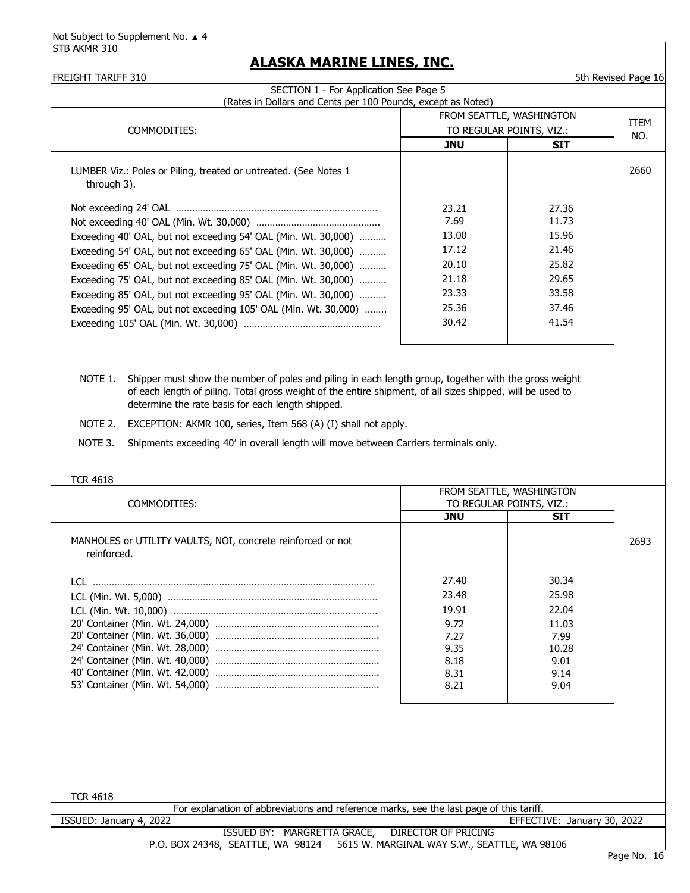Not Subject to Supplement No. ▲ 4

STB AKMR 310

# ALASKA MARINE LINES, INC.

FREIGHT TARIFF 310 — 5th Revised Page 16

SECTION 1 - For Application See Page 5
(Rates in Dollars and Cents per 100 Pounds, except as Noted)

| COMMODITIES: | FROM SEATTLE, WASHINGTON TO REGULAR POINTS, VIZ.: JNU | SIT | ITEM NO. |
|---|---|---|---|
| LUMBER Viz.: Poles or Piling, treated or untreated. (See Notes 1 through 3). | | | 2660 |
| Not exceeding 24' OAL | 23.21 | 27.36 | |
| Not exceeding 40' OAL (Min. Wt. 30,000) | 7.69 | 11.73 | |
| Exceeding 40' OAL, but not exceeding 54' OAL (Min. Wt. 30,000) | 13.00 | 15.96 | |
| Exceeding 54' OAL, but not exceeding 65' OAL (Min. Wt. 30,000) | 17.12 | 21.46 | |
| Exceeding 65' OAL, but not exceeding 75' OAL (Min. Wt. 30,000) | 20.10 | 25.82 | |
| Exceeding 75' OAL, but not exceeding 85' OAL (Min. Wt. 30,000) | 21.18 | 29.65 | |
| Exceeding 85' OAL, but not exceeding 95' OAL (Min. Wt. 30,000) | 23.33 | 33.58 | |
| Exceeding 95' OAL, but not exceeding 105' OAL (Min. Wt. 30,000) | 25.36 | 37.46 | |
| Exceeding 105' OAL (Min. Wt. 30,000) | 30.42 | 41.54 | |

NOTE 1. Shipper must show the number of poles and piling in each length group, together with the gross weight of each length of piling. Total gross weight of the entire shipment, of all sizes shipped, will be used to determine the rate basis for each length shipped.

NOTE 2. EXCEPTION: AKMR 100, series, Item 568 (A) (I) shall not apply.

NOTE 3. Shipments exceeding 40' in overall length will move between Carriers terminals only.

TCR 4618

| COMMODITIES: | FROM SEATTLE, WASHINGTON TO REGULAR POINTS, VIZ.: JNU | SIT | ITEM NO. |
|---|---|---|---|
| MANHOLES or UTILITY VAULTS, NOI, concrete reinforced or not reinforced. | | | 2693 |
| LCL | 27.40 | 30.34 | |
| LCL (Min. Wt. 5,000) | 23.48 | 25.98 | |
| LCL (Min. Wt. 10,000) | 19.91 | 22.04 | |
| 20' Container (Min. Wt. 24,000) | 9.72 | 11.03 | |
| 20' Container (Min. Wt. 36,000) | 7.27 | 7.99 | |
| 24' Container (Min. Wt. 28,000) | 9.35 | 10.28 | |
| 24' Container (Min. Wt. 40,000) | 8.18 | 9.01 | |
| 40' Container (Min. Wt. 42,000) | 8.31 | 9.14 | |
| 53' Container (Min. Wt. 54,000) | 8.21 | 9.04 | |

TCR 4618

For explanation of abbreviations and reference marks, see the last page of this tariff.

ISSUED: January 4, 2022 — EFFECTIVE: January 30, 2022

ISSUED BY: MARGRETTA GRACE, DIRECTOR OF PRICING
P.O. BOX 24348, SEATTLE, WA 98124 — 5615 W. MARGINAL WAY S.W., SEATTLE, WA 98106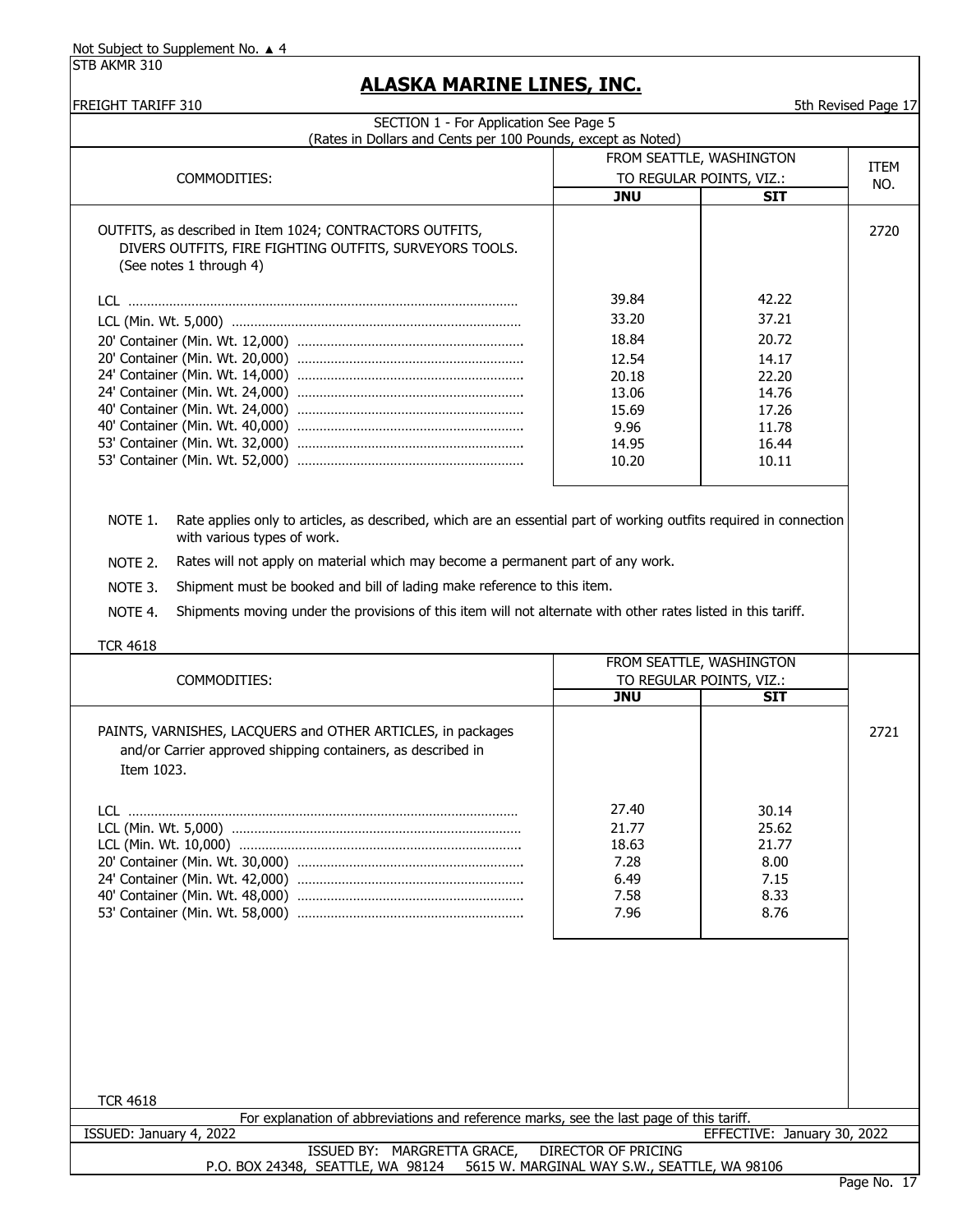Not Subject to Supplement No. ▲ 4

STB AKMR 310

# ALASKA MARINE LINES, INC.

FREIGHT TARIFF 310

5th Revised Page 17

SECTION 1 - For Application See Page 5

(Rates in Dollars and Cents per 100 Pounds, except as Noted)

| COMMODITIES: | FROM SEATTLE, WASHINGTON TO REGULAR POINTS, VIZ.: | | ITEM NO. |
|---|---|---|---|
| | **JNU** | **SIT** | |
| OUTFITS, as described in Item 1024; CONTRACTORS OUTFITS, DIVERS OUTFITS, FIRE FIGHTING OUTFITS, SURVEYORS TOOLS. (See notes 1 through 4) | | | 2720 |
| LCL | 39.84 | 42.22 | |
| LCL (Min. Wt. 5,000) | 33.20 | 37.21 | |
| 20' Container (Min. Wt. 12,000) | 18.84 | 20.72 | |
| 20' Container (Min. Wt. 20,000) | 12.54 | 14.17 | |
| 24' Container (Min. Wt. 14,000) | 20.18 | 22.20 | |
| 24' Container (Min. Wt. 24,000) | 13.06 | 14.76 | |
| 40' Container (Min. Wt. 24,000) | 15.69 | 17.26 | |
| 40' Container (Min. Wt. 40,000) | 9.96 | 11.78 | |
| 53' Container (Min. Wt. 32,000) | 14.95 | 16.44 | |
| 53' Container (Min. Wt. 52,000) | 10.20 | 10.11 | |

NOTE 1. Rate applies only to articles, as described, which are an essential part of working outfits required in connection with various types of work.

NOTE 2. Rates will not apply on material which may become a permanent part of any work.

NOTE 3. Shipment must be booked and bill of lading make reference to this item.

NOTE 4. Shipments moving under the provisions of this item will not alternate with other rates listed in this tariff.

TCR 4618

| COMMODITIES: | FROM SEATTLE, WASHINGTON TO REGULAR POINTS, VIZ.: | | ITEM NO. |
|---|---|---|---|
| | **JNU** | **SIT** | |
| PAINTS, VARNISHES, LACQUERS and OTHER ARTICLES, in packages and/or Carrier approved shipping containers, as described in Item 1023. | | | 2721 |
| LCL | 27.40 | 30.14 | |
| LCL (Min. Wt. 5,000) | 21.77 | 25.62 | |
| LCL (Min. Wt. 10,000) | 18.63 | 21.77 | |
| 20' Container (Min. Wt. 30,000) | 7.28 | 8.00 | |
| 24' Container (Min. Wt. 42,000) | 6.49 | 7.15 | |
| 40' Container (Min. Wt. 48,000) | 7.58 | 8.33 | |
| 53' Container (Min. Wt. 58,000) | 7.96 | 8.76 | |

TCR 4618

For explanation of abbreviations and reference marks, see the last page of this tariff.

ISSUED: January 4, 2022

EFFECTIVE: January 30, 2022

ISSUED BY: MARGRETTA GRACE, DIRECTOR OF PRICING

P.O. BOX 24348, SEATTLE, WA 98124 5615 W. MARGINAL WAY S.W., SEATTLE, WA 98106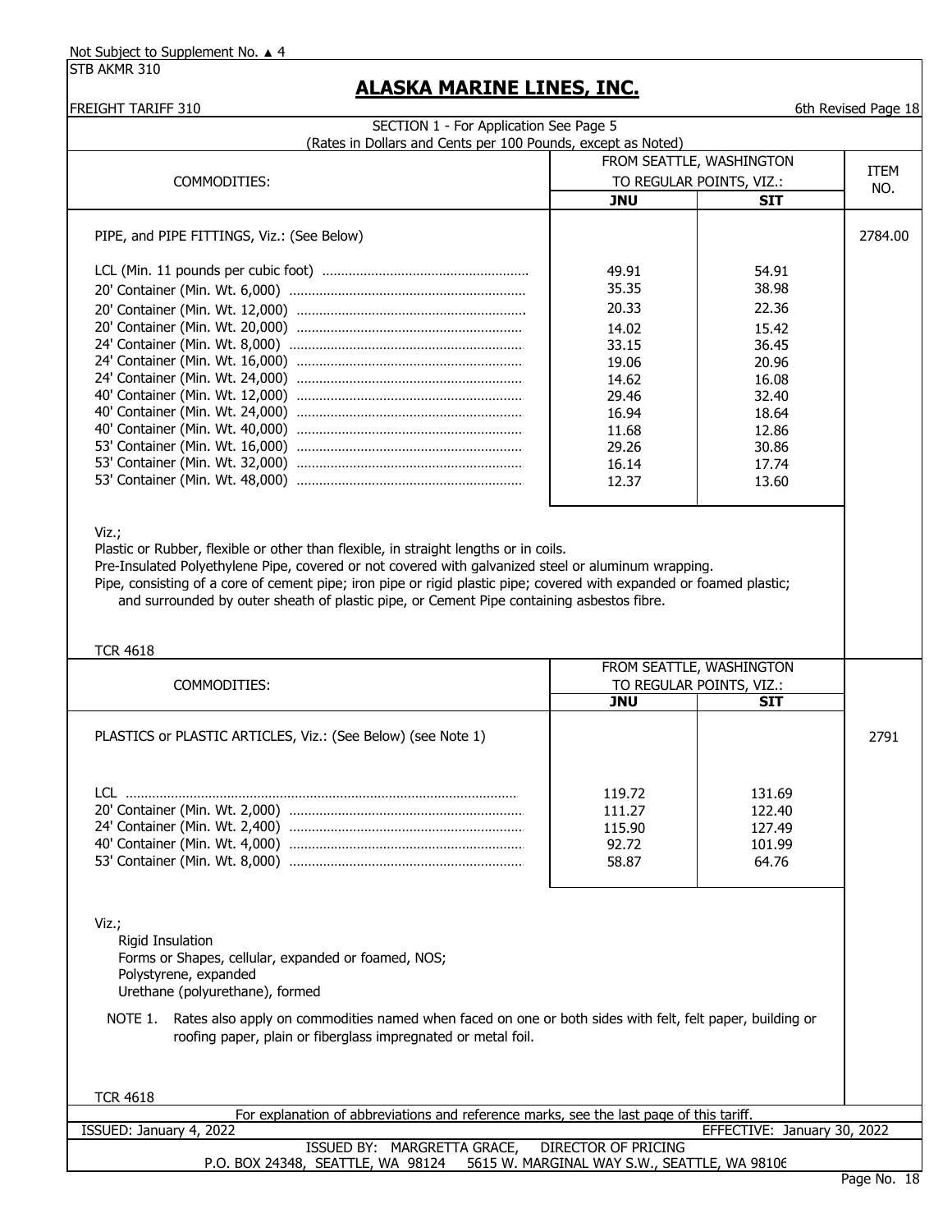Not Subject to Supplement No. ▲ 4

STB AKMR 310

# ALASKA MARINE LINES, INC.

FREIGHT TARIFF 310 — 6th Revised Page 18

SECTION 1 - For Application See Page 5
(Rates in Dollars and Cents per 100 Pounds, except as Noted)

| COMMODITIES: | FROM SEATTLE, WASHINGTON TO REGULAR POINTS, VIZ.: | | ITEM NO. |
|---|---|---|---|
| | **JNU** | **SIT** | |
| PIPE, and PIPE FITTINGS, Viz.: (See Below) | | | 2784.00 |
| LCL (Min. 11 pounds per cubic foot) | 49.91 | 54.91 | |
| 20' Container (Min. Wt. 6,000) | 35.35 | 38.98 | |
| 20' Container (Min. Wt. 12,000) | 20.33 | 22.36 | |
| 20' Container (Min. Wt. 20,000) | 14.02 | 15.42 | |
| 24' Container (Min. Wt. 8,000) | 33.15 | 36.45 | |
| 24' Container (Min. Wt. 16,000) | 19.06 | 20.96 | |
| 24' Container (Min. Wt. 24,000) | 14.62 | 16.08 | |
| 40' Container (Min. Wt. 12,000) | 29.46 | 32.40 | |
| 40' Container (Min. Wt. 24,000) | 16.94 | 18.64 | |
| 40' Container (Min. Wt. 40,000) | 11.68 | 12.86 | |
| 53' Container (Min. Wt. 16,000) | 29.26 | 30.86 | |
| 53' Container (Min. Wt. 32,000) | 16.14 | 17.74 | |
| 53' Container (Min. Wt. 48,000) | 12.37 | 13.60 | |

Viz.;

Plastic or Rubber, flexible or other than flexible, in straight lengths or in coils.

Pre-Insulated Polyethylene Pipe, covered or not covered with galvanized steel or aluminum wrapping.

Pipe, consisting of a core of cement pipe; iron pipe or rigid plastic pipe; covered with expanded or foamed plastic; and surrounded by outer sheath of plastic pipe, or Cement Pipe containing asbestos fibre.

TCR 4618

| COMMODITIES: | FROM SEATTLE, WASHINGTON TO REGULAR POINTS, VIZ.: | | ITEM NO. |
|---|---|---|---|
| | **JNU** | **SIT** | |
| PLASTICS or PLASTIC ARTICLES, Viz.: (See Below) (see Note 1) | | | 2791 |
| LCL | 119.72 | 131.69 | |
| 20' Container (Min. Wt. 2,000) | 111.27 | 122.40 | |
| 24' Container (Min. Wt. 2,400) | 115.90 | 127.49 | |
| 40' Container (Min. Wt. 4,000) | 92.72 | 101.99 | |
| 53' Container (Min. Wt. 8,000) | 58.87 | 64.76 | |

Viz.;

- Rigid Insulation
- Forms or Shapes, cellular, expanded or foamed, NOS;
- Polystyrene, expanded
- Urethane (polyurethane), formed

NOTE 1. Rates also apply on commodities named when faced on one or both sides with felt, felt paper, building or roofing paper, plain or fiberglass impregnated or metal foil.

TCR 4618

For explanation of abbreviations and reference marks, see the last page of this tariff.

ISSUED: January 4, 2022 — EFFECTIVE: January 30, 2022

ISSUED BY: MARGRETTA GRACE, DIRECTOR OF PRICING

P.O. BOX 24348, SEATTLE, WA 98124 — 5615 W. MARGINAL WAY S.W., SEATTLE, WA 98106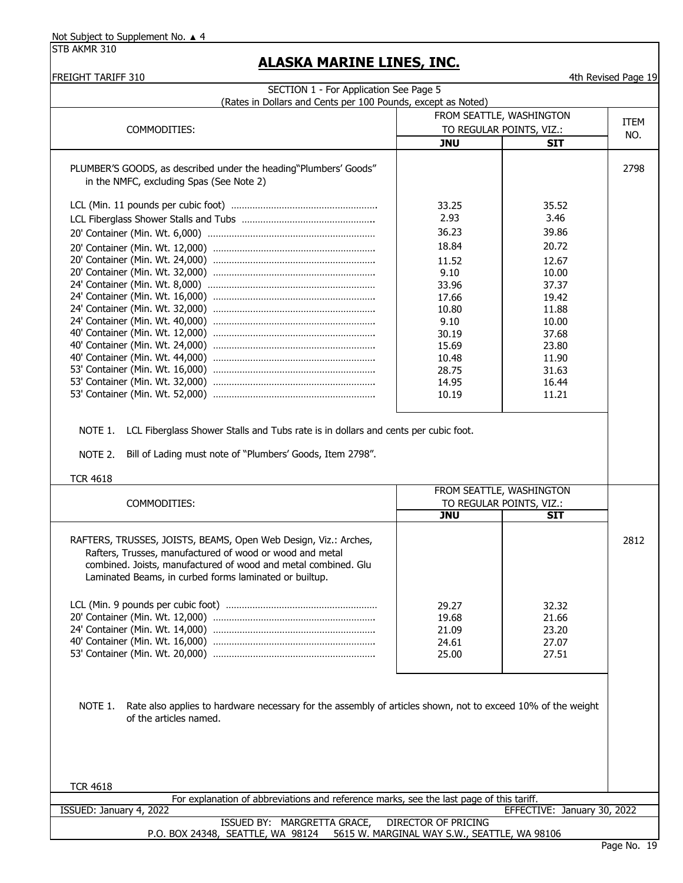Not Subject to Supplement No. ▲ 4

STB AKMR 310

# ALASKA MARINE LINES, INC.

FREIGHT TARIFF 310

4th Revised Page 19

SECTION 1 - For Application See Page 5

(Rates in Dollars and Cents per 100 Pounds, except as Noted)

| COMMODITIES: | FROM SEATTLE, WASHINGTON TO REGULAR POINTS, VIZ.: JNU | SIT | ITEM NO. |
|---|---|---|---|
| PLUMBER'S GOODS, as described under the heading"Plumbers' Goods" in the NMFC, excluding Spas (See Note 2) | | | 2798 |
| LCL (Min. 11 pounds per cubic foot) | 33.25 | 35.52 | |
| LCL Fiberglass Shower Stalls and Tubs | 2.93 | 3.46 | |
| 20' Container (Min. Wt. 6,000) | 36.23 | 39.86 | |
| 20' Container (Min. Wt. 12,000) | 18.84 | 20.72 | |
| 20' Container (Min. Wt. 24,000) | 11.52 | 12.67 | |
| 20' Container (Min. Wt. 32,000) | 9.10 | 10.00 | |
| 24' Container (Min. Wt. 8,000) | 33.96 | 37.37 | |
| 24' Container (Min. Wt. 16,000) | 17.66 | 19.42 | |
| 24' Container (Min. Wt. 32,000) | 10.80 | 11.88 | |
| 24' Container (Min. Wt. 40,000) | 9.10 | 10.00 | |
| 40' Container (Min. Wt. 12,000) | 30.19 | 37.68 | |
| 40' Container (Min. Wt. 24,000) | 15.69 | 23.80 | |
| 40' Container (Min. Wt. 44,000) | 10.48 | 11.90 | |
| 53' Container (Min. Wt. 16,000) | 28.75 | 31.63 | |
| 53' Container (Min. Wt. 32,000) | 14.95 | 16.44 | |
| 53' Container (Min. Wt. 52,000) | 10.19 | 11.21 | |

NOTE 1. LCL Fiberglass Shower Stalls and Tubs rate is in dollars and cents per cubic foot.

NOTE 2. Bill of Lading must note of "Plumbers' Goods, Item 2798".

TCR 4618

| COMMODITIES: | FROM SEATTLE, WASHINGTON TO REGULAR POINTS, VIZ.: JNU | SIT | ITEM NO. |
|---|---|---|---|
| RAFTERS, TRUSSES, JOISTS, BEAMS, Open Web Design, Viz.: Arches, Rafters, Trusses, manufactured of wood or wood and metal combined. Joists, manufactured of wood and metal combined. Glu Laminated Beams, in curbed forms laminated or builtup. | | | 2812 |
| LCL (Min. 9 pounds per cubic foot) | 29.27 | 32.32 | |
| 20' Container (Min. Wt. 12,000) | 19.68 | 21.66 | |
| 24' Container (Min. Wt. 14,000) | 21.09 | 23.20 | |
| 40' Container (Min. Wt. 16,000) | 24.61 | 27.07 | |
| 53' Container (Min. Wt. 20,000) | 25.00 | 27.51 | |

NOTE 1. Rate also applies to hardware necessary for the assembly of articles shown, not to exceed 10% of the weight of the articles named.

TCR 4618

For explanation of abbreviations and reference marks, see the last page of this tariff.

ISSUED: January 4, 2022 EFFECTIVE: January 30, 2022

ISSUED BY: MARGRETTA GRACE, DIRECTOR OF PRICING

P.O. BOX 24348, SEATTLE, WA 98124 5615 W. MARGINAL WAY S.W., SEATTLE, WA 98106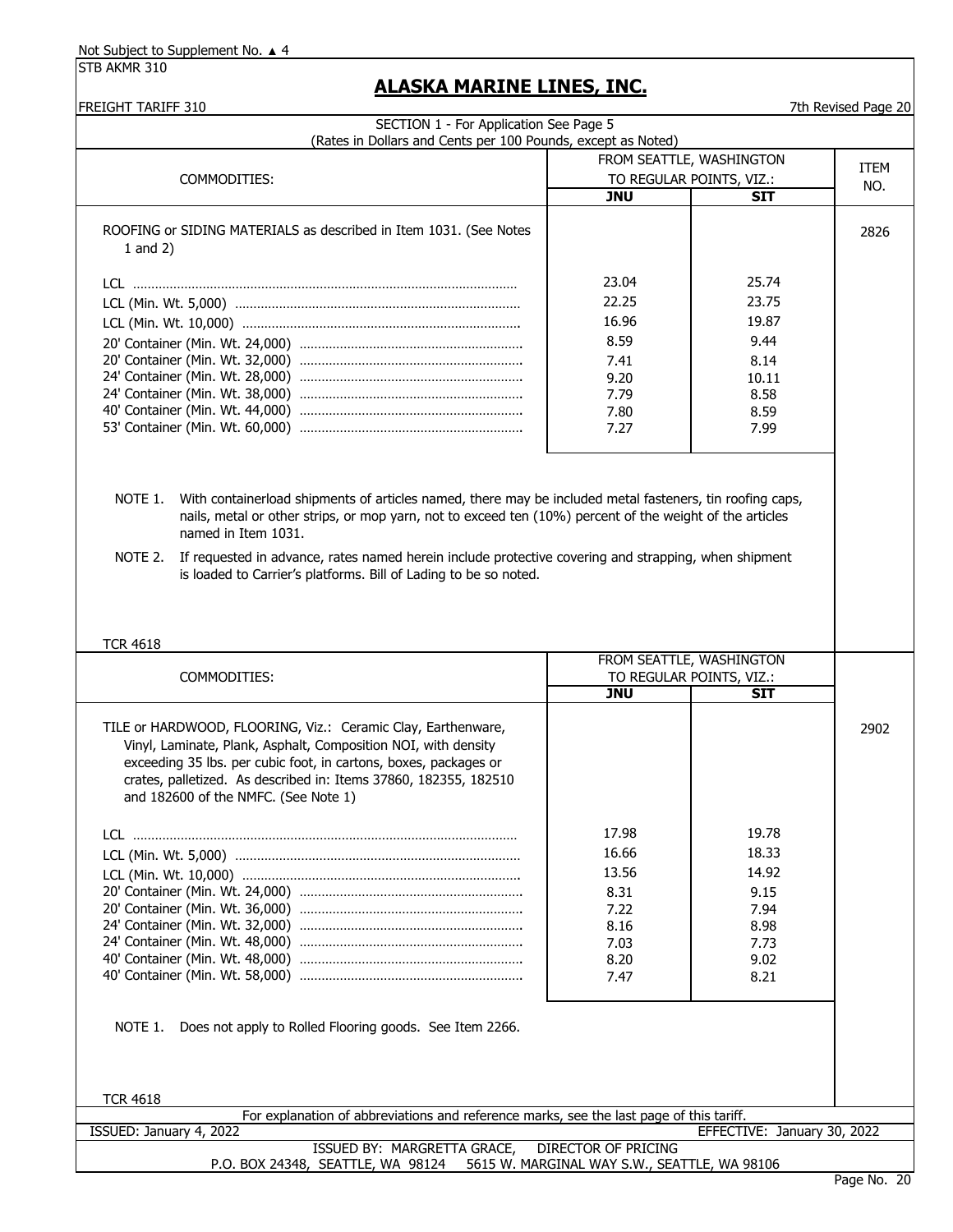Not Subject to Supplement No. ▲ 4

STB AKMR 310

# ALASKA MARINE LINES, INC.

FREIGHT TARIFF 310 — 7th Revised Page 20

SECTION 1 - For Application See Page 5
(Rates in Dollars and Cents per 100 Pounds, except as Noted)

| COMMODITIES: | FROM SEATTLE, WASHINGTON TO REGULAR POINTS, VIZ.: | | ITEM NO. |
|---|---|---|---|
| | JNU | SIT | |
| ROOFING or SIDING MATERIALS as described in Item 1031. (See Notes 1 and 2) | | | 2826 |
| LCL | 23.04 | 25.74 | |
| LCL (Min. Wt. 5,000) | 22.25 | 23.75 | |
| LCL (Min. Wt. 10,000) | 16.96 | 19.87 | |
| 20' Container (Min. Wt. 24,000) | 8.59 | 9.44 | |
| 20' Container (Min. Wt. 32,000) | 7.41 | 8.14 | |
| 24' Container (Min. Wt. 28,000) | 9.20 | 10.11 | |
| 24' Container (Min. Wt. 38,000) | 7.79 | 8.58 | |
| 40' Container (Min. Wt. 44,000) | 7.80 | 8.59 | |
| 53' Container (Min. Wt. 60,000) | 7.27 | 7.99 | |

NOTE 1. With containerload shipments of articles named, there may be included metal fasteners, tin roofing caps, nails, metal or other strips, or mop yarn, not to exceed ten (10%) percent of the weight of the articles named in Item 1031.

NOTE 2. If requested in advance, rates named herein include protective covering and strapping, when shipment is loaded to Carrier's platforms. Bill of Lading to be so noted.

TCR 4618

| COMMODITIES: | FROM SEATTLE, WASHINGTON TO REGULAR POINTS, VIZ.: | | ITEM NO. |
|---|---|---|---|
| | JNU | SIT | |
| TILE or HARDWOOD, FLOORING, Viz.: Ceramic Clay, Earthenware, Vinyl, Laminate, Plank, Asphalt, Composition NOI, with density exceeding 35 lbs. per cubic foot, in cartons, boxes, packages or crates, palletized. As described in: Items 37860, 182355, 182510 and 182600 of the NMFC. (See Note 1) | | | 2902 |
| LCL | 17.98 | 19.78 | |
| LCL (Min. Wt. 5,000) | 16.66 | 18.33 | |
| LCL (Min. Wt. 10,000) | 13.56 | 14.92 | |
| 20' Container (Min. Wt. 24,000) | 8.31 | 9.15 | |
| 20' Container (Min. Wt. 36,000) | 7.22 | 7.94 | |
| 24' Container (Min. Wt. 32,000) | 8.16 | 8.98 | |
| 24' Container (Min. Wt. 48,000) | 7.03 | 7.73 | |
| 40' Container (Min. Wt. 48,000) | 8.20 | 9.02 | |
| 40' Container (Min. Wt. 58,000) | 7.47 | 8.21 | |

NOTE 1. Does not apply to Rolled Flooring goods. See Item 2266.

TCR 4618

For explanation of abbreviations and reference marks, see the last page of this tariff.

ISSUED: January 4, 2022 — EFFECTIVE: January 30, 2022

ISSUED BY: MARGRETTA GRACE, DIRECTOR OF PRICING
P.O. BOX 24348, SEATTLE, WA 98124 — 5615 W. MARGINAL WAY S.W., SEATTLE, WA 98106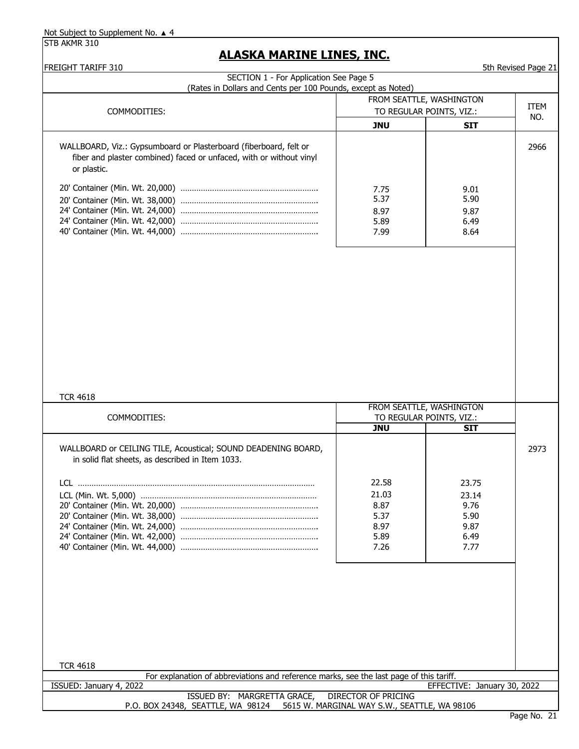Not Subject to Supplement No. ▲ 4

STB AKMR 310

# ALASKA MARINE LINES, INC.

FREIGHT TARIFF 310 — 5th Revised Page 21

SECTION 1 - For Application See Page 5

(Rates in Dollars and Cents per 100 Pounds, except as Noted)

| COMMODITIES: | FROM SEATTLE, WASHINGTON TO REGULAR POINTS, VIZ.: JNU | SIT | ITEM NO. |
|---|---|---|---|
| WALLBOARD, Viz.: Gypsumboard or Plasterboard (fiberboard, felt or fiber and plaster combined) faced or unfaced, with or without vinyl or plastic. | | | 2966 |
| 20' Container (Min. Wt. 20,000) | 7.75 | 9.01 | |
| 20' Container (Min. Wt. 38,000) | 5.37 | 5.90 | |
| 24' Container (Min. Wt. 24,000) | 8.97 | 9.87 | |
| 24' Container (Min. Wt. 42,000) | 5.89 | 6.49 | |
| 40' Container (Min. Wt. 44,000) | 7.99 | 8.64 | |

TCR 4618

| COMMODITIES: | FROM SEATTLE, WASHINGTON TO REGULAR POINTS, VIZ.: JNU | SIT | ITEM NO. |
|---|---|---|---|
| WALLBOARD or CEILING TILE, Acoustical; SOUND DEADENING BOARD, in solid flat sheets, as described in Item 1033. | | | 2973 |
| LCL | 22.58 | 23.75 | |
| LCL (Min. Wt. 5,000) | 21.03 | 23.14 | |
| 20' Container (Min. Wt. 20,000) | 8.87 | 9.76 | |
| 20' Container (Min. Wt. 38,000) | 5.37 | 5.90 | |
| 24' Container (Min. Wt. 24,000) | 8.97 | 9.87 | |
| 24' Container (Min. Wt. 42,000) | 5.89 | 6.49 | |
| 40' Container (Min. Wt. 44,000) | 7.26 | 7.77 | |

TCR 4618

For explanation of abbreviations and reference marks, see the last page of this tariff.

ISSUED: January 4, 2022 — EFFECTIVE: January 30, 2022

ISSUED BY: MARGRETTA GRACE, DIRECTOR OF PRICING

P.O. BOX 24348, SEATTLE, WA 98124 — 5615 W. MARGINAL WAY S.W., SEATTLE, WA 98106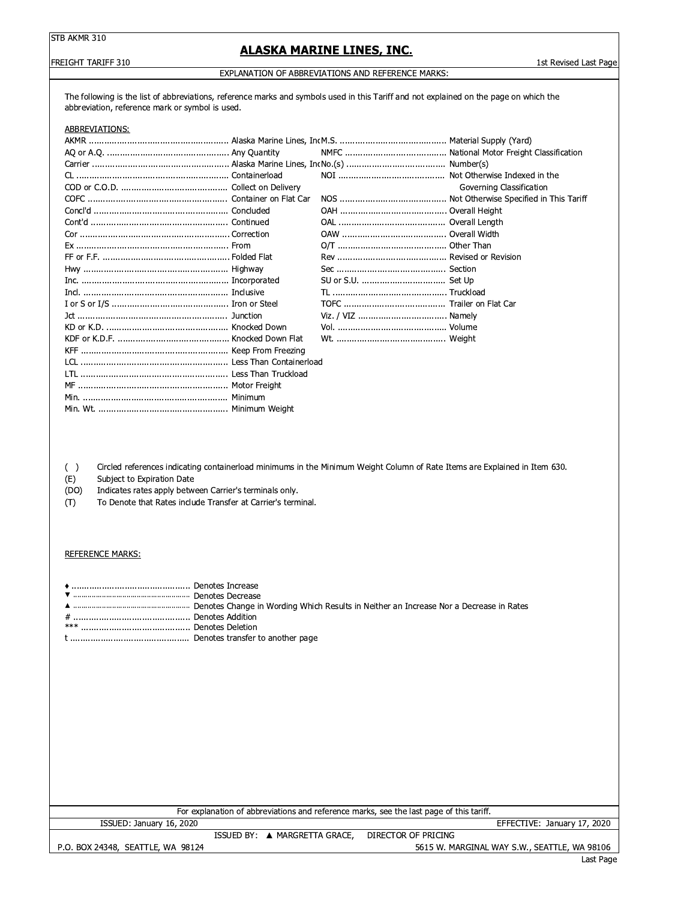## ALASKA MARINE LINES, INC.

EXPLANATION OF ABBREVIATIONS AND REFERENCE MARKS:

The following is the list of abbreviations, reference marks and symbols used in this Tariff and not explained on the page on which the abbreviation, reference mark or symbol is used.

ABBREVIATIONS:

| | | | |
|---|---|---|---|
| AKMR | Alaska Marine Lines, Inc. | M.S. | Material Supply (Yard) |
| AQ or A.Q. | Any Quantity | NMFC | National Motor Freight Classification |
| Carrier | Alaska Marine Lines, Inc. | No.(s) | Number(s) |
| CL | Containerload | NOI | Not Otherwise Indexed in the Governing Classification |
| COD or C.O.D. | Collect on Delivery | | |
| COFC | Container on Flat Car | NOS | Not Otherwise Specified in This Tariff |
| Concl'd | Concluded | OAH | Overall Height |
| Cont'd | Continued | OAL | Overall Length |
| Cor | Correction | OAW | Overall Width |
| Ex | From | O/T | Other Than |
| FF or F.F. | Folded Flat | Rev | Revised or Revision |
| Hwy | Highway | Sec | Section |
| Inc. | Incorporated | SU or S.U. | Set Up |
| Incl. | Inclusive | TL | Truckload |
| I or S or I/S | Iron or Steel | TOFC | Trailer on Flat Car |
| Jct | Junction | Viz. / VIZ | Namely |
| KD or K.D. | Knocked Down | Vol. | Volume |
| KDF or K.D.F. | Knocked Down Flat | Wt. | Weight |
| KFF | Keep From Freezing | | |
| LCL | Less Than Containerload | | |
| LTL | Less Than Truckload | | |
| MF | Motor Freight | | |
| Min. | Minimum | | |
| Min. Wt. | Minimum Weight | | |

( ) Circled references indicating containerload minimums in the Minimum Weight Column of Rate Items are Explained in Item 630.

(E) Subject to Expiration Date

(DO) Indicates rates apply between Carrier's terminals only.

(T) To Denote that Rates include Transfer at Carrier's terminal.

REFERENCE MARKS:

♦ ........ Denotes Increase

▼ ........ Denotes Decrease

▲ ........ Denotes Change in Wording Which Results in Neither an Increase Nor a Decrease in Rates

# ........ Denotes Addition

*** ........ Denotes Deletion

t ........ Denotes transfer to another page

For explanation of abbreviations and reference marks, see the last page of this tariff.

ISSUED: January 16, 2020 EFFECTIVE: January 17, 2020

ISSUED BY: ▲ MARGRETTA GRACE, DIRECTOR OF PRICING

P.O. BOX 24348, SEATTLE, WA 98124 5615 W. MARGINAL WAY S.W., SEATTLE, WA 98106